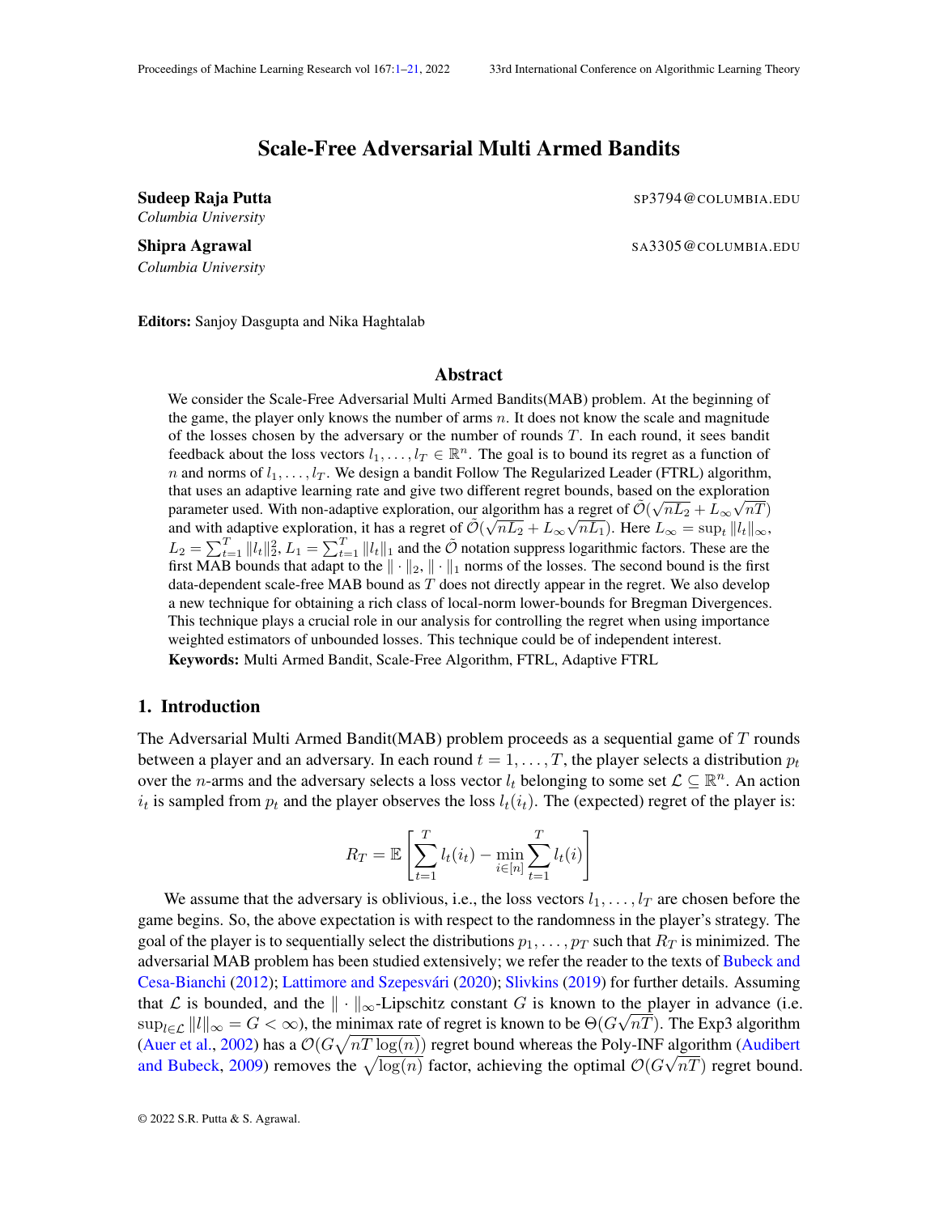# Scale-Free Adversarial Multi Armed Bandits

**Sudeep Raja Putta** SP3794@COLUMBIA.EDU
*Columbia University*

**Shipra Agrawal** SA3305@COLUMBIA.EDU
*Columbia University*

**Editors:** Sanjoy Dasgupta and Nika Haghtalab

## Abstract

We consider the Scale-Free Adversarial Multi Armed Bandits(MAB) problem. At the beginning of the game, the player only knows the number of arms $n$. It does not know the scale and magnitude of the losses chosen by the adversary or the number of rounds $T$. In each round, it sees bandit feedback about the loss vectors $l_1, \dots, l_T \in \mathbb{R}^n$. The goal is to bound its regret as a function of $n$ and norms of $l_1, \dots, l_T$. We design a bandit Follow The Regularized Leader (FTRL) algorithm, that uses an adaptive learning rate and give two different regret bounds, based on the exploration parameter used. With non-adaptive exploration, our algorithm has a regret of $\tilde{\mathcal{O}}(\sqrt{nL_2} + L_\infty\sqrt{nT})$ and with adaptive exploration, it has a regret of $\tilde{\mathcal{O}}(\sqrt{nL_2} + L_\infty\sqrt{nL_1})$. Here $L_\infty = \sup_t \|l_t\|_\infty$, $L_2 = \sum_{t=1}^T \|l_t\|_2^2$, $L_1 = \sum_{t=1}^T \|l_t\|_1$ and the $\tilde{\mathcal{O}}$ notation suppress logarithmic factors. These are the first MAB bounds that adapt to the $\|\cdot\|_2$, $\|\cdot\|_1$ norms of the losses. The second bound is the first data-dependent scale-free MAB bound as $T$ does not directly appear in the regret. We also develop a new technique for obtaining a rich class of local-norm lower-bounds for Bregman Divergences. This technique plays a crucial role in our analysis for controlling the regret when using importance weighted estimators of unbounded losses. This technique could be of independent interest.

**Keywords:** Multi Armed Bandit, Scale-Free Algorithm, FTRL, Adaptive FTRL

## 1. Introduction

The Adversarial Multi Armed Bandit(MAB) problem proceeds as a sequential game of $T$ rounds between a player and an adversary. In each round $t = 1, \dots, T$, the player selects a distribution $p_t$ over the $n$-arms and the adversary selects a loss vector $l_t$ belonging to some set $\mathcal{L} \subseteq \mathbb{R}^n$. An action $i_t$ is sampled from $p_t$ and the player observes the loss $l_t(i_t)$. The (expected) regret of the player is:

$$R_T = \mathbb{E}\left[\sum_{t=1}^T l_t(i_t) - \min_{i\in[n]}\sum_{t=1}^T l_t(i)\right]$$

We assume that the adversary is oblivious, i.e., the loss vectors $l_1, \dots, l_T$ are chosen before the game begins. So, the above expectation is with respect to the randomness in the player's strategy. The goal of the player is to sequentially select the distributions $p_1, \dots, p_T$ such that $R_T$ is minimized. The adversarial MAB problem has been studied extensively; we refer the reader to the texts of Bubeck and Cesa-Bianchi (2012); Lattimore and Szepesvári (2020); Slivkins (2019) for further details. Assuming that $\mathcal{L}$ is bounded, and the $\|\cdot\|_\infty$-Lipschitz constant $G$ is known to the player in advance (i.e. $\sup_{l\in\mathcal{L}} \|l\|_\infty = G < \infty$), the minimax rate of regret is known to be $\Theta(G\sqrt{nT})$. The Exp3 algorithm (Auer et al., 2002) has a $\mathcal{O}(G\sqrt{nT\log(n)})$ regret bound whereas the Poly-INF algorithm (Audibert and Bubeck, 2009) removes the $\sqrt{\log(n)}$ factor, achieving the optimal $\mathcal{O}(G\sqrt{nT})$ regret bound.

© 2022 S.R. Putta & S. Agrawal.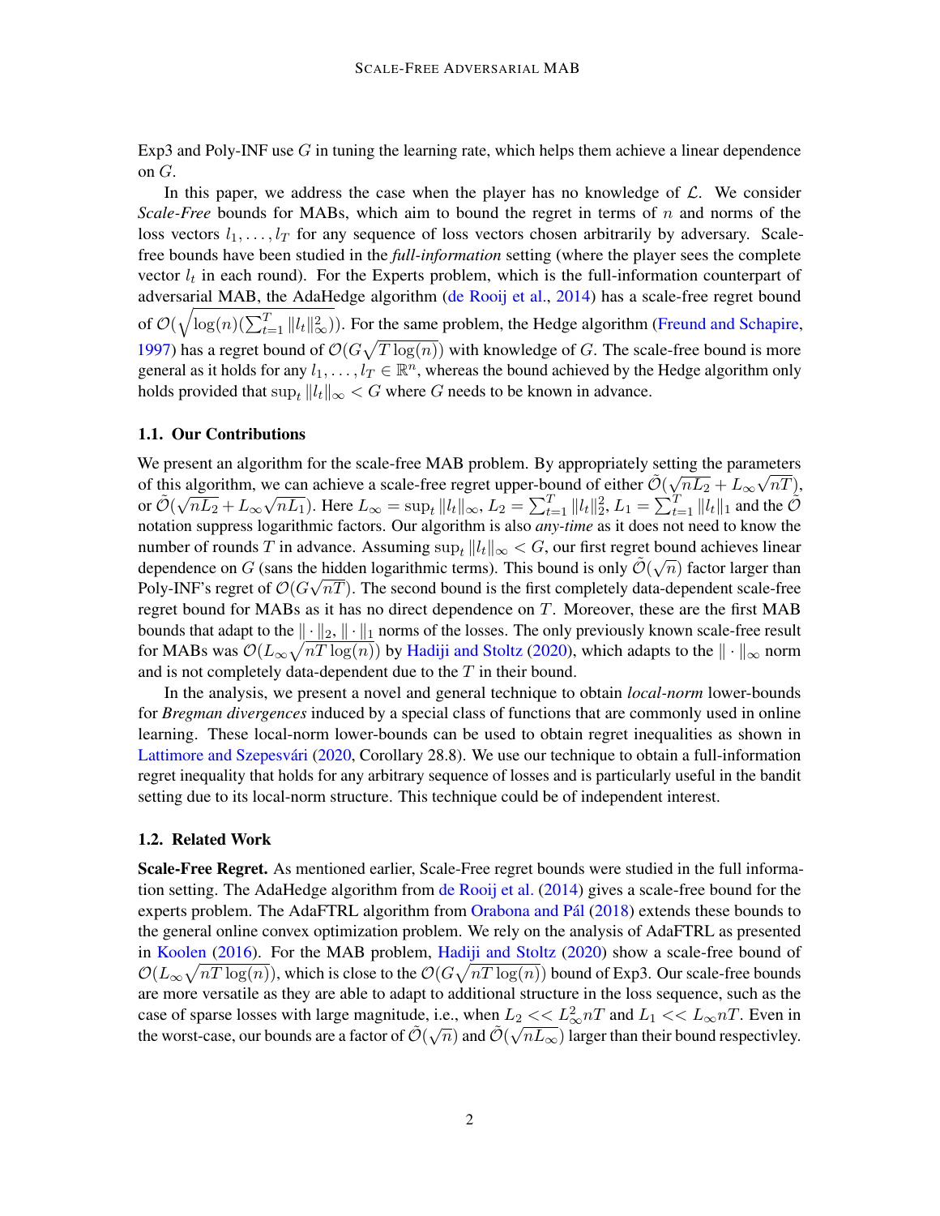Exp3 and Poly-INF use $G$ in tuning the learning rate, which helps them achieve a linear dependence on $G$.

In this paper, we address the case when the player has no knowledge of $\mathcal{L}$. We consider *Scale-Free* bounds for MABs, which aim to bound the regret in terms of $n$ and norms of the loss vectors $l_1, \ldots, l_T$ for any sequence of loss vectors chosen arbitrarily by adversary. Scale-free bounds have been studied in the *full-information* setting (where the player sees the complete vector $l_t$ in each round). For the Experts problem, which is the full-information counterpart of adversarial MAB, the AdaHedge algorithm (de Rooij et al., 2014) has a scale-free regret bound of $\mathcal{O}(\sqrt{\log(n)(\sum_{t=1}^{T} \|l_t\|_\infty^2)})$. For the same problem, the Hedge algorithm (Freund and Schapire, 1997) has a regret bound of $\mathcal{O}(G\sqrt{T\log(n)})$ with knowledge of $G$. The scale-free bound is more general as it holds for any $l_1, \ldots, l_T \in \mathbb{R}^n$, whereas the bound achieved by the Hedge algorithm only holds provided that $\sup_t \|l_t\|_\infty < G$ where $G$ needs to be known in advance.

### 1.1. Our Contributions

We present an algorithm for the scale-free MAB problem. By appropriately setting the parameters of this algorithm, we can achieve a scale-free regret upper-bound of either $\tilde{\mathcal{O}}(\sqrt{nL_2} + L_\infty\sqrt{nT})$, or $\tilde{\mathcal{O}}(\sqrt{nL_2} + L_\infty\sqrt{nL_1})$. Here $L_\infty = \sup_t \|l_t\|_\infty$, $L_2 = \sum_{t=1}^{T} \|l_t\|_2^2$, $L_1 = \sum_{t=1}^{T} \|l_t\|_1$ and the $\tilde{\mathcal{O}}$ notation suppress logarithmic factors. Our algorithm is also *any-time* as it does not need to know the number of rounds $T$ in advance. Assuming $\sup_t \|l_t\|_\infty < G$, our first regret bound achieves linear dependence on $G$ (sans the hidden logarithmic terms). This bound is only $\tilde{\mathcal{O}}(\sqrt{n})$ factor larger than Poly-INF's regret of $\mathcal{O}(G\sqrt{nT})$. The second bound is the first completely data-dependent scale-free regret bound for MABs as it has no direct dependence on $T$. Moreover, these are the first MAB bounds that adapt to the $\|\cdot\|_2$, $\|\cdot\|_1$ norms of the losses. The only previously known scale-free result for MABs was $\mathcal{O}(L_\infty\sqrt{nT\log(n)})$ by Hadiji and Stoltz (2020), which adapts to the $\|\cdot\|_\infty$ norm and is not completely data-dependent due to the $T$ in their bound.

In the analysis, we present a novel and general technique to obtain *local-norm* lower-bounds for *Bregman divergences* induced by a special class of functions that are commonly used in online learning. These local-norm lower-bounds can be used to obtain regret inequalities as shown in Lattimore and Szepesvári (2020, Corollary 28.8). We use our technique to obtain a full-information regret inequality that holds for any arbitrary sequence of losses and is particularly useful in the bandit setting due to its local-norm structure. This technique could be of independent interest.

### 1.2. Related Work

**Scale-Free Regret.** As mentioned earlier, Scale-Free regret bounds were studied in the full information setting. The AdaHedge algorithm from de Rooij et al. (2014) gives a scale-free bound for the experts problem. The AdaFTRL algorithm from Orabona and Pál (2018) extends these bounds to the general online convex optimization problem. We rely on the analysis of AdaFTRL as presented in Koolen (2016). For the MAB problem, Hadiji and Stoltz (2020) show a scale-free bound of $\mathcal{O}(L_\infty\sqrt{nT\log(n)})$, which is close to the $\mathcal{O}(G\sqrt{nT\log(n)})$ bound of Exp3. Our scale-free bounds are more versatile as they are able to adapt to additional structure in the loss sequence, such as the case of sparse losses with large magnitude, i.e., when $L_2 << L_\infty^2 nT$ and $L_1 << L_\infty nT$. Even in the worst-case, our bounds are a factor of $\tilde{\mathcal{O}}(\sqrt{n})$ and $\tilde{\mathcal{O}}(\sqrt{nL_\infty})$ larger than their bound respectivley.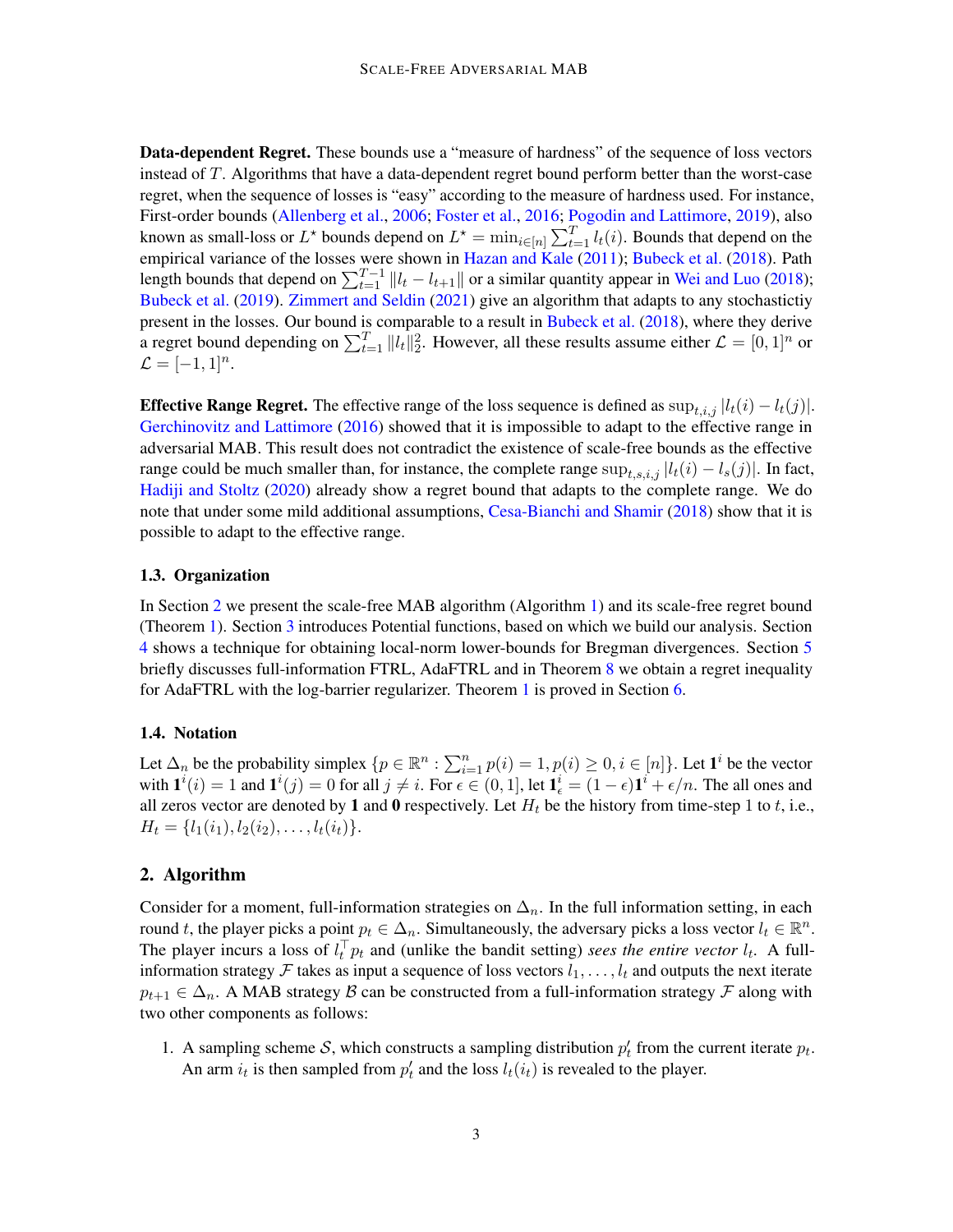**Data-dependent Regret.** These bounds use a "measure of hardness" of the sequence of loss vectors instead of $T$. Algorithms that have a data-dependent regret bound perform better than the worst-case regret, when the sequence of losses is "easy" according to the measure of hardness used. For instance, First-order bounds (Allenberg et al., 2006; Foster et al., 2016; Pogodin and Lattimore, 2019), also known as small-loss or $L^\star$ bounds depend on $L^\star = \min_{i \in [n]} \sum_{t=1}^{T} l_t(i)$. Bounds that depend on the empirical variance of the losses were shown in Hazan and Kale (2011); Bubeck et al. (2018). Path length bounds that depend on $\sum_{t=1}^{T-1} \|l_t - l_{t+1}\|$ or a similar quantity appear in Wei and Luo (2018); Bubeck et al. (2019). Zimmert and Seldin (2021) give an algorithm that adapts to any stochastictiy present in the losses. Our bound is comparable to a result in Bubeck et al. (2018), where they derive a regret bound depending on $\sum_{t=1}^{T} \|l_t\|_2^2$. However, all these results assume either $\mathcal{L} = [0, 1]^n$ or $\mathcal{L} = [-1, 1]^n$.

**Effective Range Regret.** The effective range of the loss sequence is defined as $\sup_{t,i,j} |l_t(i) - l_t(j)|$. Gerchinovitz and Lattimore (2016) showed that it is impossible to adapt to the effective range in adversarial MAB. This result does not contradict the existence of scale-free bounds as the effective range could be much smaller than, for instance, the complete range $\sup_{t,s,i,j} |l_t(i) - l_s(j)|$. In fact, Hadiji and Stoltz (2020) already show a regret bound that adapts to the complete range. We do note that under some mild additional assumptions, Cesa-Bianchi and Shamir (2018) show that it is possible to adapt to the effective range.

### 1.3. Organization

In Section 2 we present the scale-free MAB algorithm (Algorithm 1) and its scale-free regret bound (Theorem 1). Section 3 introduces Potential functions, based on which we build our analysis. Section 4 shows a technique for obtaining local-norm lower-bounds for Bregman divergences. Section 5 briefly discusses full-information FTRL, AdaFTRL and in Theorem 8 we obtain a regret inequality for AdaFTRL with the log-barrier regularizer. Theorem 1 is proved in Section 6.

### 1.4. Notation

Let $\Delta_n$ be the probability simplex $\{p \in \mathbb{R}^n : \sum_{i=1}^{n} p(i) = 1, p(i) \geq 0, i \in [n]\}$. Let $\mathbf{1}^i$ be the vector with $\mathbf{1}^i(i) = 1$ and $\mathbf{1}^i(j) = 0$ for all $j \neq i$. For $\epsilon \in (0, 1]$, let $\mathbf{1}^i_\epsilon = (1 - \epsilon)\mathbf{1}^i + \epsilon/n$. The all ones and all zeros vector are denoted by $\mathbf{1}$ and $\mathbf{0}$ respectively. Let $H_t$ be the history from time-step $1$ to $t$, i.e., $H_t = \{l_1(i_1), l_2(i_2), \ldots, l_t(i_t)\}$.

## 2. Algorithm

Consider for a moment, full-information strategies on $\Delta_n$. In the full information setting, in each round $t$, the player picks a point $p_t \in \Delta_n$. Simultaneously, the adversary picks a loss vector $l_t \in \mathbb{R}^n$. The player incurs a loss of $l_t^\top p_t$ and (unlike the bandit setting) *sees the entire vector* $l_t$. A full-information strategy $\mathcal{F}$ takes as input a sequence of loss vectors $l_1, \ldots, l_t$ and outputs the next iterate $p_{t+1} \in \Delta_n$. A MAB strategy $\mathcal{B}$ can be constructed from a full-information strategy $\mathcal{F}$ along with two other components as follows:

1. A sampling scheme $\mathcal{S}$, which constructs a sampling distribution $p'_t$ from the current iterate $p_t$. An arm $i_t$ is then sampled from $p'_t$ and the loss $l_t(i_t)$ is revealed to the player.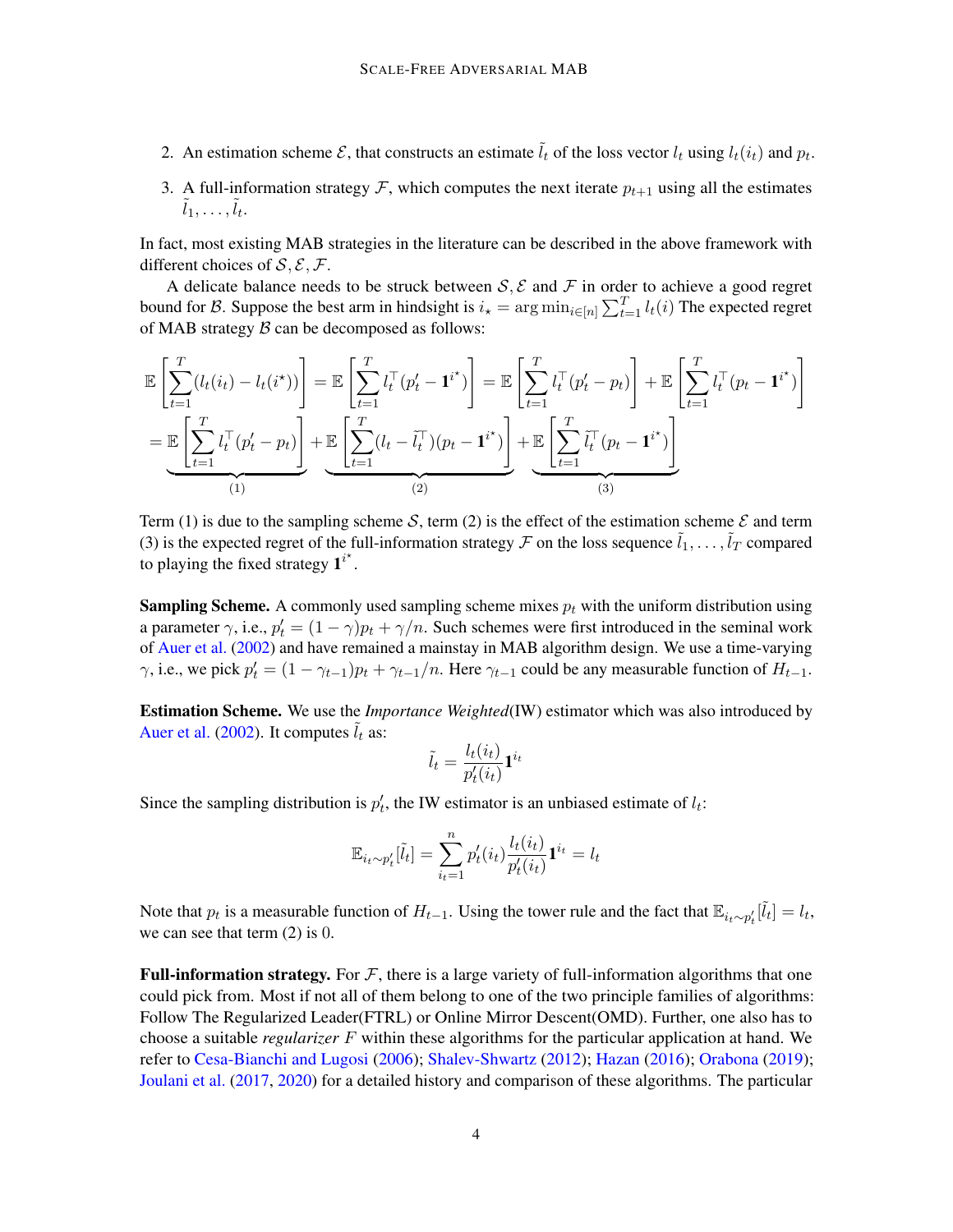2. An estimation scheme $\mathcal{E}$, that constructs an estimate $\tilde{l}_t$ of the loss vector $l_t$ using $l_t(i_t)$ and $p_t$.
3. A full-information strategy $\mathcal{F}$, which computes the next iterate $p_{t+1}$ using all the estimates $\tilde{l}_1, \ldots, \tilde{l}_t$.

In fact, most existing MAB strategies in the literature can be described in the above framework with different choices of $\mathcal{S}, \mathcal{E}, \mathcal{F}$.

A delicate balance needs to be struck between $\mathcal{S}, \mathcal{E}$ and $\mathcal{F}$ in order to achieve a good regret bound for $\mathcal{B}$. Suppose the best arm in hindsight is $i_\star = \arg\min_{i \in [n]} \sum_{t=1}^{T} l_t(i)$ The expected regret of MAB strategy $\mathcal{B}$ can be decomposed as follows:

$$
\mathbb{E}\left[\sum_{t=1}^{T}(l_t(i_t) - l_t(i^\star))\right] = \mathbb{E}\left[\sum_{t=1}^{T} l_t^\top (p_t' - \mathbf{1}^{i^\star})\right] = \mathbb{E}\left[\sum_{t=1}^{T} l_t^\top (p_t' - p_t)\right] + \mathbb{E}\left[\sum_{t=1}^{T} l_t^\top (p_t - \mathbf{1}^{i^\star})\right]
$$

$$
= \underbrace{\mathbb{E}\left[\sum_{t=1}^{T} l_t^\top (p_t' - p_t)\right]}_{(1)} + \underbrace{\mathbb{E}\left[\sum_{t=1}^{T} (l_t - \tilde{l}_t^\top)(p_t - \mathbf{1}^{i^\star})\right]}_{(2)} + \underbrace{\mathbb{E}\left[\sum_{t=1}^{T} \tilde{l}_t^\top (p_t - \mathbf{1}^{i^\star})\right]}_{(3)}
$$

Term (1) is due to the sampling scheme $\mathcal{S}$, term (2) is the effect of the estimation scheme $\mathcal{E}$ and term (3) is the expected regret of the full-information strategy $\mathcal{F}$ on the loss sequence $\tilde{l}_1, \ldots, \tilde{l}_T$ compared to playing the fixed strategy $\mathbf{1}^{i^\star}$.

**Sampling Scheme.** A commonly used sampling scheme mixes $p_t$ with the uniform distribution using a parameter $\gamma$, i.e., $p_t' = (1 - \gamma)p_t + \gamma/n$. Such schemes were first introduced in the seminal work of Auer et al. (2002) and have remained a mainstay in MAB algorithm design. We use a time-varying $\gamma$, i.e., we pick $p_t' = (1 - \gamma_{t-1})p_t + \gamma_{t-1}/n$. Here $\gamma_{t-1}$ could be any measurable function of $H_{t-1}$.

**Estimation Scheme.** We use the *Importance Weighted*(IW) estimator which was also introduced by Auer et al. (2002). It computes $\tilde{l}_t$ as:

$$
\tilde{l}_t = \frac{l_t(i_t)}{p_t'(i_t)} \mathbf{1}^{i_t}
$$

Since the sampling distribution is $p_t'$, the IW estimator is an unbiased estimate of $l_t$:

$$
\mathbb{E}_{i_t \sim p_t'}[\tilde{l}_t] = \sum_{i_t=1}^{n} p_t'(i_t) \frac{l_t(i_t)}{p_t'(i_t)} \mathbf{1}^{i_t} = l_t
$$

Note that $p_t$ is a measurable function of $H_{t-1}$. Using the tower rule and the fact that $\mathbb{E}_{i_t \sim p_t'}[\tilde{l}_t] = l_t$, we can see that term (2) is 0.

**Full-information strategy.** For $\mathcal{F}$, there is a large variety of full-information algorithms that one could pick from. Most if not all of them belong to one of the two principle families of algorithms: Follow The Regularized Leader(FTRL) or Online Mirror Descent(OMD). Further, one also has to choose a suitable *regularizer* $F$ within these algorithms for the particular application at hand. We refer to Cesa-Bianchi and Lugosi (2006); Shalev-Shwartz (2012); Hazan (2016); Orabona (2019); Joulani et al. (2017, 2020) for a detailed history and comparison of these algorithms. The particular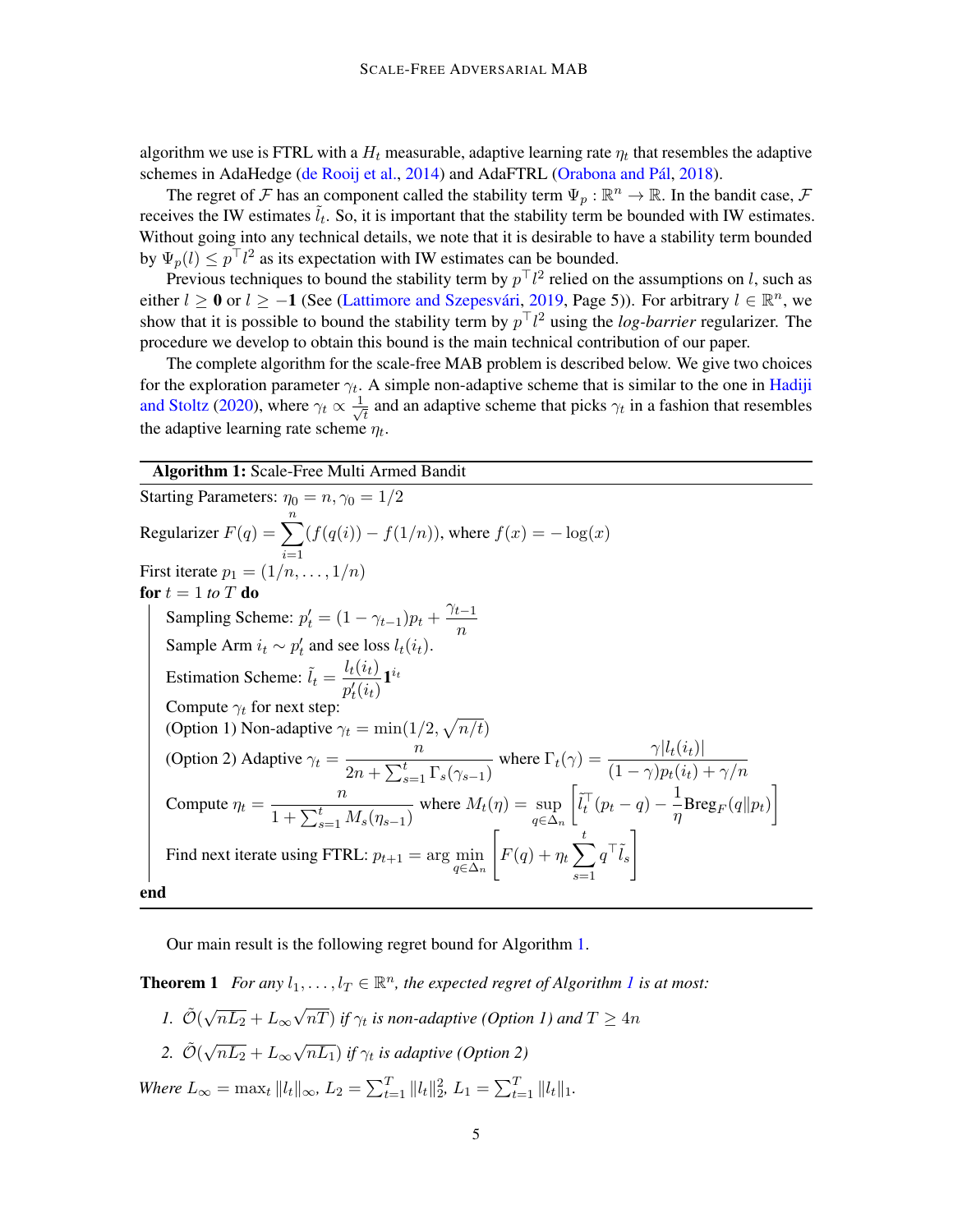algorithm we use is FTRL with a $H_t$ measurable, adaptive learning rate $\eta_t$ that resembles the adaptive schemes in AdaHedge (de Rooij et al., 2014) and AdaFTRL (Orabona and Pál, 2018).

The regret of $\mathcal{F}$ has an component called the stability term $\Psi_p : \mathbb{R}^n \to \mathbb{R}$. In the bandit case, $\mathcal{F}$ receives the IW estimates $\tilde{l}_t$. So, it is important that the stability term be bounded with IW estimates. Without going into any technical details, we note that it is desirable to have a stability term bounded by $\Psi_p(l) \leq p^\top l^2$ as its expectation with IW estimates can be bounded.

Previous techniques to bound the stability term by $p^\top l^2$ relied on the assumptions on $l$, such as either $l \geq \mathbf{0}$ or $l \geq -\mathbf{1}$ (See (Lattimore and Szepesvári, 2019, Page 5)). For arbitrary $l \in \mathbb{R}^n$, we show that it is possible to bound the stability term by $p^\top l^2$ using the *log-barrier* regularizer. The procedure we develop to obtain this bound is the main technical contribution of our paper.

The complete algorithm for the scale-free MAB problem is described below. We give two choices for the exploration parameter $\gamma_t$. A simple non-adaptive scheme that is similar to the one in Hadiji and Stoltz (2020), where $\gamma_t \propto \frac{1}{\sqrt{t}}$ and an adaptive scheme that picks $\gamma_t$ in a fashion that resembles the adaptive learning rate scheme $\eta_t$.

---

**Algorithm 1:** Scale-Free Multi Armed Bandit

Starting Parameters: $\eta_0 = n, \gamma_0 = 1/2$

Regularizer $F(q) = \sum_{i=1}^{n} (f(q(i)) - f(1/n))$, where $f(x) = -\log(x)$

First iterate $p_1 = (1/n, \ldots, 1/n)$

**for** $t = 1$ *to* $T$ **do**

Sampling Scheme: $p'_t = (1 - \gamma_{t-1})p_t + \frac{\gamma_{t-1}}{n}$

Sample Arm $i_t \sim p'_t$ and see loss $l_t(i_t)$.

Estimation Scheme: $\tilde{l}_t = \frac{l_t(i_t)}{p'_t(i_t)} \mathbf{1}^{i_t}$

Compute $\gamma_t$ for next step:

(Option 1) Non-adaptive $\gamma_t = \min(1/2, \sqrt{n/t})$

(Option 2) Adaptive $\gamma_t = \frac{n}{2n + \sum_{s=1}^{t} \Gamma_s(\gamma_{s-1})}$ where $\Gamma_t(\gamma) = \frac{\gamma |l_t(i_t)|}{(1-\gamma)p_t(i_t) + \gamma/n}$

Compute $\eta_t = \frac{n}{1 + \sum_{s=1}^{t} M_s(\eta_{s-1})}$ where $M_t(\eta) = \sup_{q \in \Delta_n} \left[ \tilde{l}_t^\top (p_t - q) - \frac{1}{\eta} \text{Breg}_F(q \| p_t) \right]$

Find next iterate using FTRL: $p_{t+1} = \arg\min_{q \in \Delta_n} \left[ F(q) + \eta_t \sum_{s=1}^{t} q^\top \tilde{l}_s \right]$

**end**

---

Our main result is the following regret bound for Algorithm 1.

**Theorem 1** *For any $l_1, \ldots, l_T \in \mathbb{R}^n$, the expected regret of Algorithm 1 is at most:*

1. $\tilde{\mathcal{O}}(\sqrt{nL_2} + L_\infty \sqrt{nT})$ *if $\gamma_t$ is non-adaptive (Option 1) and $T \geq 4n$*
2. $\tilde{\mathcal{O}}(\sqrt{nL_2} + L_\infty \sqrt{nL_1})$ *if $\gamma_t$ is adaptive (Option 2)*

*Where $L_\infty = \max_t \|l_t\|_\infty$, $L_2 = \sum_{t=1}^{T} \|l_t\|_2^2$, $L_1 = \sum_{t=1}^{T} \|l_t\|_1$.*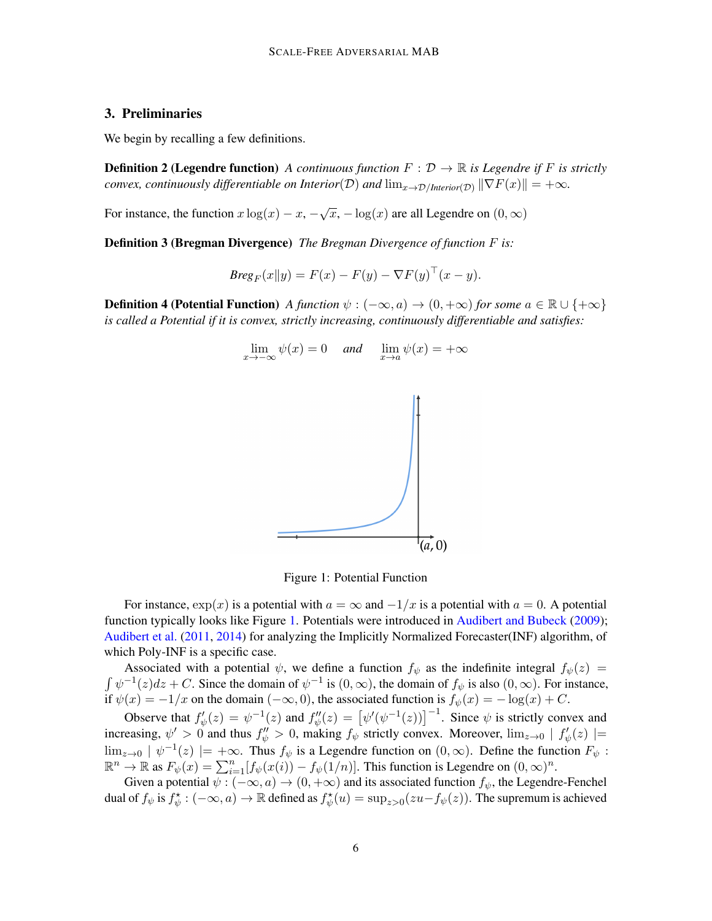## 3. Preliminaries

We begin by recalling a few definitions.

**Definition 2 (Legendre function)** *A continuous function $F : \mathcal{D} \to \mathbb{R}$ is Legendre if $F$ is strictly convex, continuously differentiable on Interior$(\mathcal{D})$ and $\lim_{x \to \mathcal{D}/\textit{Interior}(\mathcal{D})} \|\nabla F(x)\| = +\infty$.*

For instance, the function $x \log(x) - x$, $-\sqrt{x}$, $-\log(x)$ are all Legendre on $(0, \infty)$

**Definition 3 (Bregman Divergence)** *The Bregman Divergence of function $F$ is:*

$$\textit{Breg}_F(x\|y) = F(x) - F(y) - \nabla F(y)^\top (x - y).$$

**Definition 4 (Potential Function)** *A function $\psi : (-\infty, a) \to (0, +\infty)$ for some $a \in \mathbb{R} \cup \{+\infty\}$ is called a Potential if it is convex, strictly increasing, continuously differentiable and satisfies:*

$$\lim_{x \to -\infty} \psi(x) = 0 \quad \textit{and} \quad \lim_{x \to a} \psi(x) = +\infty$$

Figure 1: Potential Function

For instance, $\exp(x)$ is a potential with $a = \infty$ and $-1/x$ is a potential with $a = 0$. A potential function typically looks like Figure 1. Potentials were introduced in Audibert and Bubeck (2009); Audibert et al. (2011, 2014) for analyzing the Implicitly Normalized Forecaster(INF) algorithm, of which Poly-INF is a specific case.

Associated with a potential $\psi$, we define a function $f_\psi$ as the indefinite integral $f_\psi(z) = \int \psi^{-1}(z)dz + C$. Since the domain of $\psi^{-1}$ is $(0, \infty)$, the domain of $f_\psi$ is also $(0, \infty)$. For instance, if $\psi(x) = -1/x$ on the domain $(-\infty, 0)$, the associated function is $f_\psi(x) = -\log(x) + C$.

Observe that $f'_\psi(z) = \psi^{-1}(z)$ and $f''_\psi(z) = \left[\psi'(\psi^{-1}(z))\right]^{-1}$. Since $\psi$ is strictly convex and increasing, $\psi' > 0$ and thus $f''_\psi > 0$, making $f_\psi$ strictly convex. Moreover, $\lim_{z \to 0} \mid f'_\psi(z) \mid = \lim_{z \to 0} \mid \psi^{-1}(z) \mid = +\infty$. Thus $f_\psi$ is a Legendre function on $(0, \infty)$. Define the function $F_\psi : \mathbb{R}^n \to \mathbb{R}$ as $F_\psi(x) = \sum_{i=1}^n [f_\psi(x(i)) - f_\psi(1/n)]$. This function is Legendre on $(0, \infty)^n$.

Given a potential $\psi : (-\infty, a) \to (0, +\infty)$ and its associated function $f_\psi$, the Legendre-Fenchel dual of $f_\psi$ is $f^\star_\psi : (-\infty, a) \to \mathbb{R}$ defined as $f^\star_\psi(u) = \sup_{z > 0}(zu - f_\psi(z))$. The supremum is achieved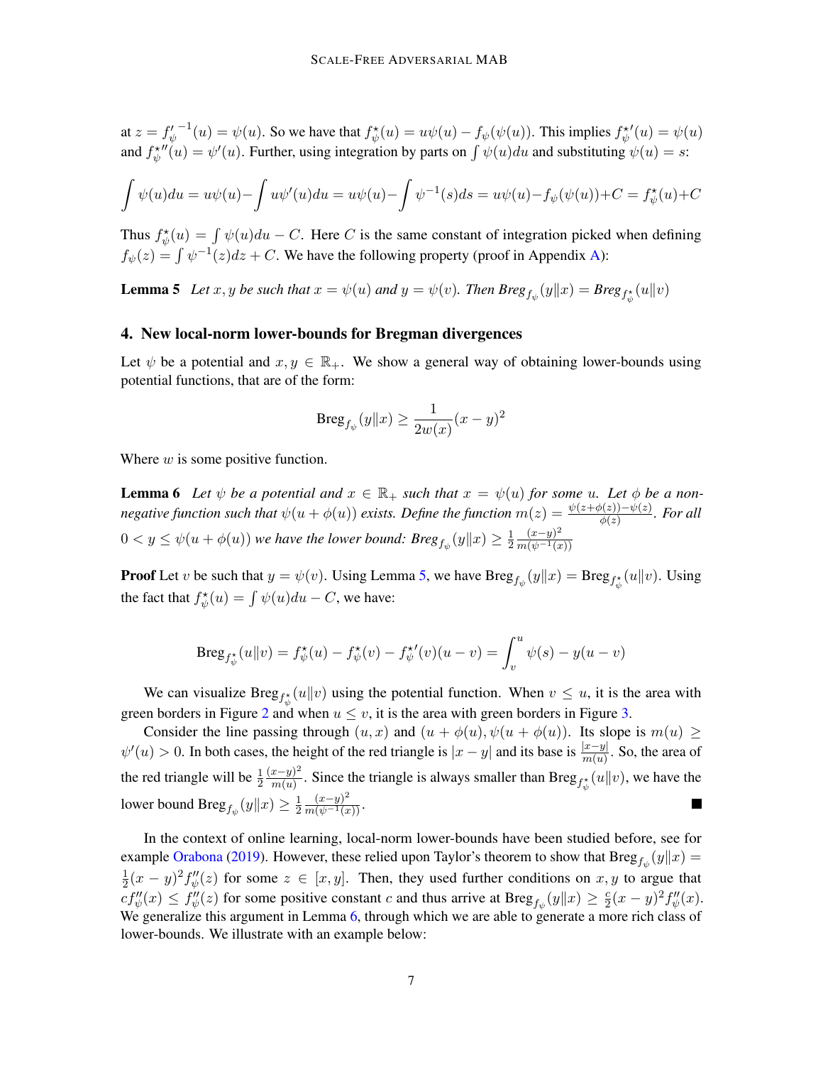at $z = {f'_\psi}^{-1}(u) = \psi(u)$. So we have that $f^\star_\psi(u) = u\psi(u) - f_\psi(\psi(u))$. This implies ${f^\star_\psi}'(u) = \psi(u)$ and ${f^\star_\psi}''(u) = \psi'(u)$. Further, using integration by parts on $\int \psi(u)du$ and substituting $\psi(u) = s$:

$$\int \psi(u)du = u\psi(u) - \int u\psi'(u)du = u\psi(u) - \int \psi^{-1}(s)ds = u\psi(u) - f_\psi(\psi(u)) + C = f^\star_\psi(u) + C$$

Thus $f^\star_\psi(u) = \int \psi(u)du - C$. Here $C$ is the same constant of integration picked when defining $f_\psi(z) = \int \psi^{-1}(z)dz + C$. We have the following property (proof in Appendix A):

**Lemma 5** *Let $x, y$ be such that $x = \psi(u)$ and $y = \psi(v)$. Then $Breg_{f_\psi}(y\|x) = Breg_{f^\star_\psi}(u\|v)$*

## 4. New local-norm lower-bounds for Bregman divergences

Let $\psi$ be a potential and $x, y \in \mathbb{R}_+$. We show a general way of obtaining lower-bounds using potential functions, that are of the form:

$$\text{Breg}_{f_\psi}(y\|x) \geq \frac{1}{2w(x)}(x-y)^2$$

Where $w$ is some positive function.

**Lemma 6** *Let $\psi$ be a potential and $x \in \mathbb{R}_+$ such that $x = \psi(u)$ for some $u$. Let $\phi$ be a non-negative function such that $\psi(u + \phi(u))$ exists. Define the function $m(z) = \frac{\psi(z+\phi(z)) - \psi(z)}{\phi(z)}$. For all $0 < y \leq \psi(u + \phi(u))$ we have the lower bound: $Breg_{f_\psi}(y\|x) \geq \frac{1}{2}\frac{(x-y)^2}{m(\psi^{-1}(x))}$*

**Proof** Let $v$ be such that $y = \psi(v)$. Using Lemma 5, we have $\text{Breg}_{f_\psi}(y\|x) = \text{Breg}_{f^\star_\psi}(u\|v)$. Using the fact that $f^\star_\psi(u) = \int \psi(u)du - C$, we have:

$$\text{Breg}_{f^\star_\psi}(u\|v) = f^\star_\psi(u) - f^\star_\psi(v) - {f^\star_\psi}'(v)(u-v) = \int_v^u \psi(s) - y(u-v)$$

We can visualize $\text{Breg}_{f^\star_\psi}(u\|v)$ using the potential function. When $v \leq u$, it is the area with green borders in Figure 2 and when $u \leq v$, it is the area with green borders in Figure 3.

Consider the line passing through $(u, x)$ and $(u + \phi(u), \psi(u + \phi(u)))$. Its slope is $m(u) \geq \psi'(u) > 0$. In both cases, the height of the red triangle is $|x - y|$ and its base is $\frac{|x-y|}{m(u)}$. So, the area of the red triangle will be $\frac{1}{2}\frac{(x-y)^2}{m(u)}$. Since the triangle is always smaller than $\text{Breg}_{f^\star_\psi}(u\|v)$, we have the lower bound $\text{Breg}_{f_\psi}(y\|x) \geq \frac{1}{2}\frac{(x-y)^2}{m(\psi^{-1}(x))}$. ■

In the context of online learning, local-norm lower-bounds have been studied before, see for example Orabona (2019). However, these relied upon Taylor's theorem to show that $\text{Breg}_{f_\psi}(y\|x) = \frac{1}{2}(x-y)^2 f''_\psi(z)$ for some $z \in [x, y]$. Then, they used further conditions on $x, y$ to argue that $cf''_\psi(x) \leq f''_\psi(z)$ for some positive constant $c$ and thus arrive at $\text{Breg}_{f_\psi}(y\|x) \geq \frac{c}{2}(x-y)^2 f''_\psi(x)$. We generalize this argument in Lemma 6, through which we are able to generate a more rich class of lower-bounds. We illustrate with an example below: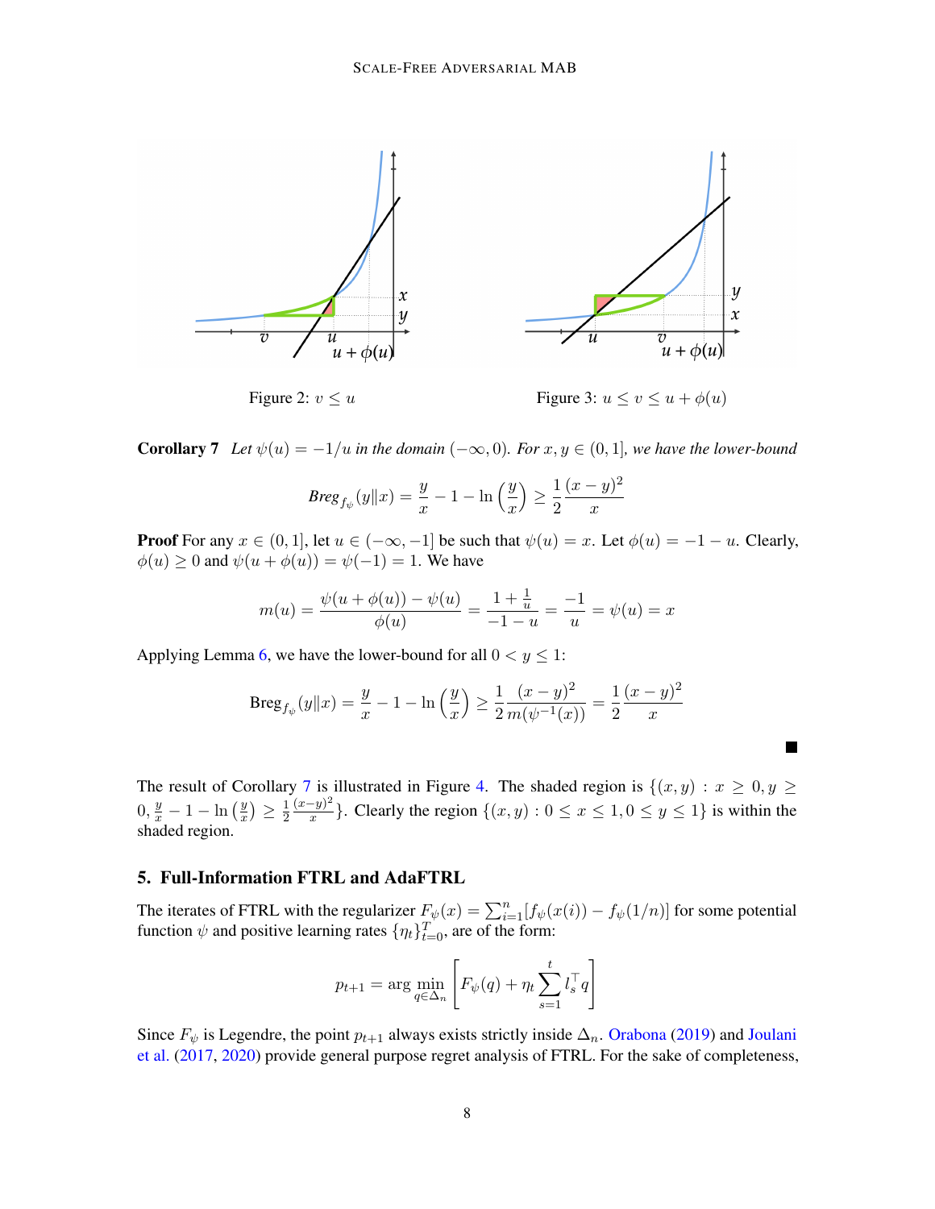Figure 2: $v \leq u$

Figure 3: $u \leq v \leq u + \phi(u)$

**Corollary 7** *Let $\psi(u) = -1/u$ in the domain $(-\infty, 0)$. For $x, y \in (0, 1]$, we have the lower-bound*

$$Breg_{f_\psi}(y \| x) = \frac{y}{x} - 1 - \ln\left(\frac{y}{x}\right) \geq \frac{1}{2}\frac{(x-y)^2}{x}$$

**Proof** For any $x \in (0, 1]$, let $u \in (-\infty, -1]$ be such that $\psi(u) = x$. Let $\phi(u) = -1 - u$. Clearly, $\phi(u) \geq 0$ and $\psi(u + \phi(u)) = \psi(-1) = 1$. We have

$$m(u) = \frac{\psi(u + \phi(u)) - \psi(u)}{\phi(u)} = \frac{1 + \frac{1}{u}}{-1 - u} = \frac{-1}{u} = \psi(u) = x$$

Applying Lemma 6, we have the lower-bound for all $0 < y \leq 1$:

$$\text{Breg}_{f_\psi}(y \| x) = \frac{y}{x} - 1 - \ln\left(\frac{y}{x}\right) \geq \frac{1}{2}\frac{(x-y)^2}{m(\psi^{-1}(x))} = \frac{1}{2}\frac{(x-y)^2}{x}$$

■

The result of Corollary 7 is illustrated in Figure 4. The shaded region is $\{(x, y) : x \geq 0, y \geq 0, \frac{y}{x} - 1 - \ln\left(\frac{y}{x}\right) \geq \frac{1}{2}\frac{(x-y)^2}{x}\}$. Clearly the region $\{(x, y) : 0 \leq x \leq 1, 0 \leq y \leq 1\}$ is within the shaded region.

## 5. Full-Information FTRL and AdaFTRL

The iterates of FTRL with the regularizer $F_\psi(x) = \sum_{i=1}^n [f_\psi(x(i)) - f_\psi(1/n)]$ for some potential function $\psi$ and positive learning rates $\{\eta_t\}_{t=0}^T$, are of the form:

$$p_{t+1} = \arg\min_{q \in \Delta_n} \left[ F_\psi(q) + \eta_t \sum_{s=1}^t l_s^\top q \right]$$

Since $F_\psi$ is Legendre, the point $p_{t+1}$ always exists strictly inside $\Delta_n$. Orabona (2019) and Joulani et al. (2017, 2020) provide general purpose regret analysis of FTRL. For the sake of completeness,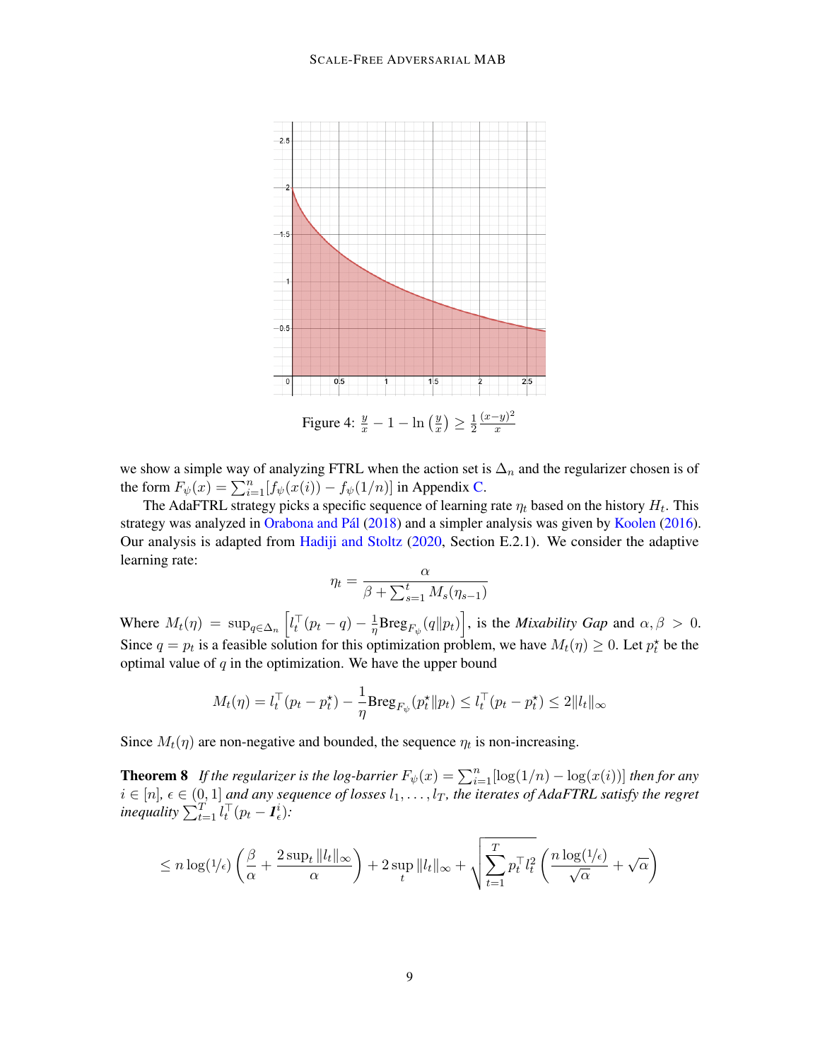Figure 4: $\frac{y}{x} - 1 - \ln\left(\frac{y}{x}\right) \geq \frac{1}{2}\frac{(x-y)^2}{x}$

we show a simple way of analyzing FTRL when the action set is $\Delta_n$ and the regularizer chosen is of the form $F_\psi(x) = \sum_{i=1}^n [f_\psi(x(i)) - f_\psi(1/n)]$ in Appendix C.

The AdaFTRL strategy picks a specific sequence of learning rate $\eta_t$ based on the history $H_t$. This strategy was analyzed in Orabona and Pál (2018) and a simpler analysis was given by Koolen (2016). Our analysis is adapted from Hadiji and Stoltz (2020, Section E.2.1). We consider the adaptive learning rate:

$$\eta_t = \frac{\alpha}{\beta + \sum_{s=1}^t M_s(\eta_{s-1})}$$

Where $M_t(\eta) = \sup_{q \in \Delta_n}\left[l_t^\top(p_t - q) - \frac{1}{\eta}\text{Breg}_{F_\psi}(q\|p_t)\right]$, is the *Mixability Gap* and $\alpha, \beta > 0$. Since $q = p_t$ is a feasible solution for this optimization problem, we have $M_t(\eta) \geq 0$. Let $p_t^\star$ be the optimal value of $q$ in the optimization. We have the upper bound

$$M_t(\eta) = l_t^\top(p_t - p_t^\star) - \frac{1}{\eta}\text{Breg}_{F_\psi}(p_t^\star\|p_t) \leq l_t^\top(p_t - p_t^\star) \leq 2\|l_t\|_\infty$$

Since $M_t(\eta)$ are non-negative and bounded, the sequence $\eta_t$ is non-increasing.

**Theorem 8** *If the regularizer is the log-barrier $F_\psi(x) = \sum_{i=1}^n[\log(1/n) - \log(x(i))]$ then for any $i \in [n]$, $\epsilon \in (0,1]$ and any sequence of losses $l_1, \ldots, l_T$, the iterates of AdaFTRL satisfy the regret inequality $\sum_{t=1}^T l_t^\top(p_t - \boldsymbol{1}_\epsilon^i)$:*

$$\leq n\log(1/\epsilon)\left(\frac{\beta}{\alpha} + \frac{2\sup_t\|l_t\|_\infty}{\alpha}\right) + 2\sup_t\|l_t\|_\infty + \sqrt{\sum_{t=1}^T p_t^\top l_t^2}\left(\frac{n\log(1/\epsilon)}{\sqrt{\alpha}} + \sqrt{\alpha}\right)$$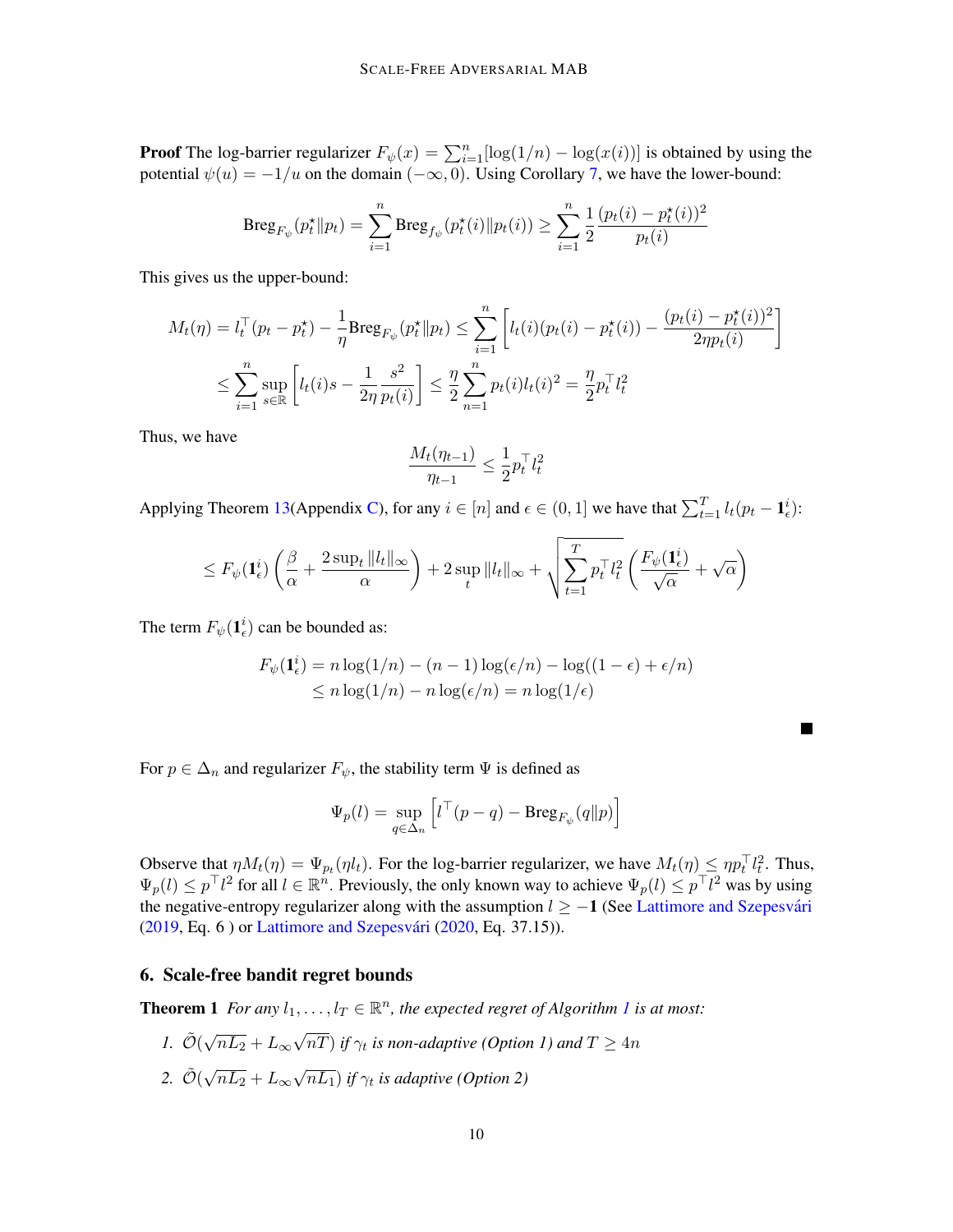**Proof** The log-barrier regularizer $F_\psi(x) = \sum_{i=1}^n [\log(1/n) - \log(x(i))]$ is obtained by using the potential $\psi(u) = -1/u$ on the domain $(-\infty, 0)$. Using Corollary 7, we have the lower-bound:

$$\text{Breg}_{F_\psi}(p_t^\star \| p_t) = \sum_{i=1}^n \text{Breg}_{f_\psi}(p_t^\star(i) \| p_t(i)) \geq \sum_{i=1}^n \frac{1}{2} \frac{(p_t(i) - p_t^\star(i))^2}{p_t(i)}$$

This gives us the upper-bound:

$$\begin{aligned}
M_t(\eta) = l_t^\top (p_t - p_t^\star) - \frac{1}{\eta} \text{Breg}_{F_\psi}(p_t^\star \| p_t) &\leq \sum_{i=1}^n \left[ l_t(i)(p_t(i) - p_t^\star(i)) - \frac{(p_t(i) - p_t^\star(i))^2}{2\eta p_t(i)} \right] \\
&\leq \sum_{i=1}^n \sup_{s \in \mathbb{R}} \left[ l_t(i)s - \frac{1}{2\eta} \frac{s^2}{p_t(i)} \right] \leq \frac{\eta}{2} \sum_{n=1}^n p_t(i) l_t(i)^2 = \frac{\eta}{2} p_t^\top l_t^2
\end{aligned}$$

Thus, we have

$$\frac{M_t(\eta_{t-1})}{\eta_{t-1}} \leq \frac{1}{2} p_t^\top l_t^2$$

Applying Theorem 13(Appendix C), for any $i \in [n]$ and $\epsilon \in (0, 1]$ we have that $\sum_{t=1}^T l_t(p_t - \mathbf{1}_\epsilon^i)$:

$$\leq F_\psi(\mathbf{1}_\epsilon^i) \left( \frac{\beta}{\alpha} + \frac{2 \sup_t \|l_t\|_\infty}{\alpha} \right) + 2 \sup_t \|l_t\|_\infty + \sqrt{\sum_{t=1}^T p_t^\top l_t^2} \left( \frac{F_\psi(\mathbf{1}_\epsilon^i)}{\sqrt{\alpha}} + \sqrt{\alpha} \right)$$

The term $F_\psi(\mathbf{1}_\epsilon^i)$ can be bounded as:

$$\begin{aligned}
F_\psi(\mathbf{1}_\epsilon^i) &= n \log(1/n) - (n-1) \log(\epsilon/n) - \log((1-\epsilon) + \epsilon/n) \\
&\leq n \log(1/n) - n \log(\epsilon/n) = n \log(1/\epsilon)
\end{aligned}$$

■

For $p \in \Delta_n$ and regularizer $F_\psi$, the stability term $\Psi$ is defined as

$$\Psi_p(l) = \sup_{q \in \Delta_n} \left[ l^\top (p - q) - \text{Breg}_{F_\psi}(q \| p) \right]$$

Observe that $\eta M_t(\eta) = \Psi_{p_t}(\eta l_t)$. For the log-barrier regularizer, we have $M_t(\eta) \leq \eta p_t^\top l_t^2$. Thus, $\Psi_p(l) \leq p^\top l^2$ for all $l \in \mathbb{R}^n$. Previously, the only known way to achieve $\Psi_p(l) \leq p^\top l^2$ was by using the negative-entropy regularizer along with the assumption $l \geq -\mathbf{1}$ (See Lattimore and Szepesvári (2019, Eq. 6 ) or Lattimore and Szepesvári (2020, Eq. 37.15)).

## 6. Scale-free bandit regret bounds

**Theorem 1** *For any $l_1, \ldots, l_T \in \mathbb{R}^n$, the expected regret of Algorithm 1 is at most:*

1. $\tilde{\mathcal{O}}(\sqrt{nL_2} + L_\infty \sqrt{nT})$ *if $\gamma_t$ is non-adaptive (Option 1) and $T \geq 4n$*
2. $\tilde{\mathcal{O}}(\sqrt{nL_2} + L_\infty \sqrt{nL_1})$ *if $\gamma_t$ is adaptive (Option 2)*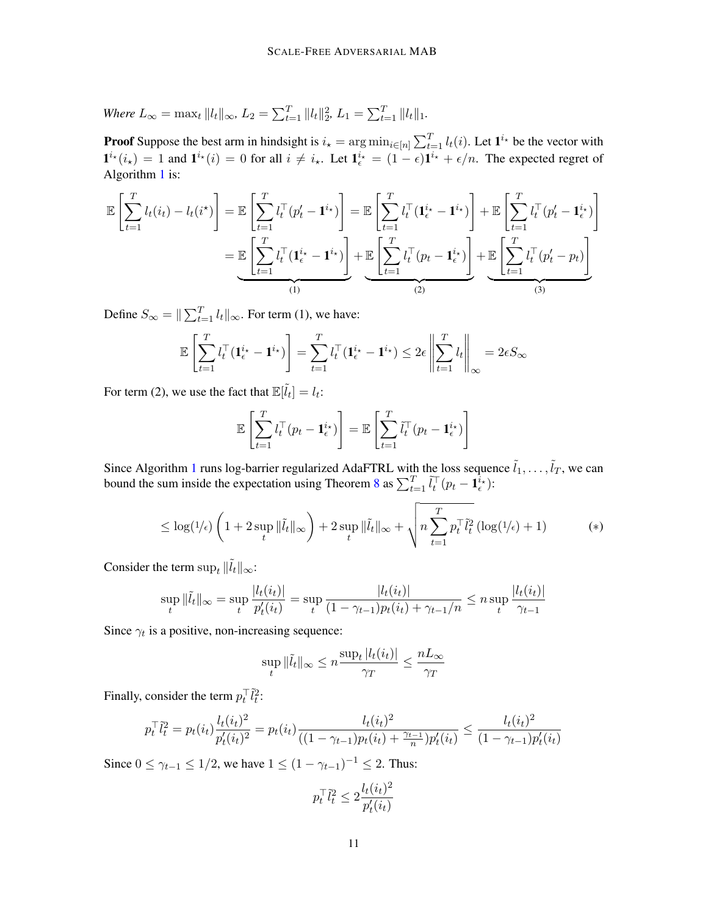*Where* $L_\infty = \max_t \|l_t\|_\infty$, $L_2 = \sum_{t=1}^T \|l_t\|_2^2$, $L_1 = \sum_{t=1}^T \|l_t\|_1$.

**Proof** Suppose the best arm in hindsight is $i_\star = \arg\min_{i\in[n]} \sum_{t=1}^T l_t(i)$. Let $\mathbf{1}^{i_\star}$ be the vector with $\mathbf{1}^{i_\star}(i_\star) = 1$ and $\mathbf{1}^{i_\star}(i) = 0$ for all $i \neq i_\star$. Let $\mathbf{1}_\epsilon^{i_\star} = (1-\epsilon)\mathbf{1}^{i_\star} + \epsilon/n$. The expected regret of Algorithm 1 is:

$$
\begin{aligned}
\mathbb{E}\left[\sum_{t=1}^T l_t(i_t) - l_t(i^\star)\right] &= \mathbb{E}\left[\sum_{t=1}^T l_t^\top (p_t' - \mathbf{1}^{i_\star})\right] = \mathbb{E}\left[\sum_{t=1}^T l_t^\top (\mathbf{1}_\epsilon^{i_\star} - \mathbf{1}^{i_\star})\right] + \mathbb{E}\left[\sum_{t=1}^T l_t^\top (p_t' - \mathbf{1}_\epsilon^{i_\star})\right] \\
&= \underbrace{\mathbb{E}\left[\sum_{t=1}^T l_t^\top (\mathbf{1}_\epsilon^{i_\star} - \mathbf{1}^{i_\star})\right]}_{(1)} + \underbrace{\mathbb{E}\left[\sum_{t=1}^T l_t^\top (p_t - \mathbf{1}_\epsilon^{i_\star})\right]}_{(2)} + \underbrace{\mathbb{E}\left[\sum_{t=1}^T l_t^\top (p_t' - p_t)\right]}_{(3)}
\end{aligned}
$$

Define $S_\infty = \|\sum_{t=1}^T l_t\|_\infty$. For term (1), we have:

$$
\mathbb{E}\left[\sum_{t=1}^T l_t^\top (\mathbf{1}_\epsilon^{i_\star} - \mathbf{1}^{i_\star})\right] = \sum_{t=1}^T l_t^\top (\mathbf{1}_\epsilon^{i_\star} - \mathbf{1}^{i_\star}) \leq 2\epsilon \left\|\sum_{t=1}^T l_t\right\|_\infty = 2\epsilon S_\infty
$$

For term (2), we use the fact that $\mathbb{E}[\tilde{l}_t] = l_t$:

$$
\mathbb{E}\left[\sum_{t=1}^T l_t^\top (p_t - \mathbf{1}_\epsilon^{i_\star})\right] = \mathbb{E}\left[\sum_{t=1}^T \tilde{l}_t^\top (p_t - \mathbf{1}_\epsilon^{i_\star})\right]
$$

Since Algorithm 1 runs log-barrier regularized AdaFTRL with the loss sequence $\tilde{l}_1, \ldots, \tilde{l}_T$, we can bound the sum inside the expectation using Theorem 8 as $\sum_{t=1}^T \tilde{l}_t^\top (p_t - \mathbf{1}_\epsilon^{i_\star})$:

$$
\leq \log(1/\epsilon)\left(1 + 2\sup_t \|\tilde{l}_t\|_\infty\right) + 2\sup_t \|\tilde{l}_t\|_\infty + \sqrt{n \sum_{t=1}^T p_t^\top \tilde{l}_t^2 \left(\log(1/\epsilon) + 1\right)} \qquad (*)
$$

Consider the term $\sup_t \|\tilde{l}_t\|_\infty$:

$$
\sup_t \|\tilde{l}_t\|_\infty = \sup_t \frac{|l_t(i_t)|}{p_t'(i_t)} = \sup_t \frac{|l_t(i_t)|}{(1-\gamma_{t-1})p_t(i_t) + \gamma_{t-1}/n} \leq n \sup_t \frac{|l_t(i_t)|}{\gamma_{t-1}}
$$

Since $\gamma_t$ is a positive, non-increasing sequence:

$$
\sup_t \|\tilde{l}_t\|_\infty \leq n \frac{\sup_t |l_t(i_t)|}{\gamma_T} \leq \frac{nL_\infty}{\gamma_T}
$$

Finally, consider the term $p_t^\top \tilde{l}_t^2$:

$$
p_t^\top \tilde{l}_t^2 = p_t(i_t)\frac{l_t(i_t)^2}{p_t'(i_t)^2} = p_t(i_t)\frac{l_t(i_t)^2}{((1-\gamma_{t-1})p_t(i_t) + \frac{\gamma_{t-1}}{n})p_t'(i_t)} \leq \frac{l_t(i_t)^2}{(1-\gamma_{t-1})p_t'(i_t)}
$$

Since $0 \leq \gamma_{t-1} \leq 1/2$, we have $1 \leq (1-\gamma_{t-1})^{-1} \leq 2$. Thus:

$$
p_t^\top \tilde{l}_t^2 \leq 2\frac{l_t(i_t)^2}{p_t'(i_t)}
$$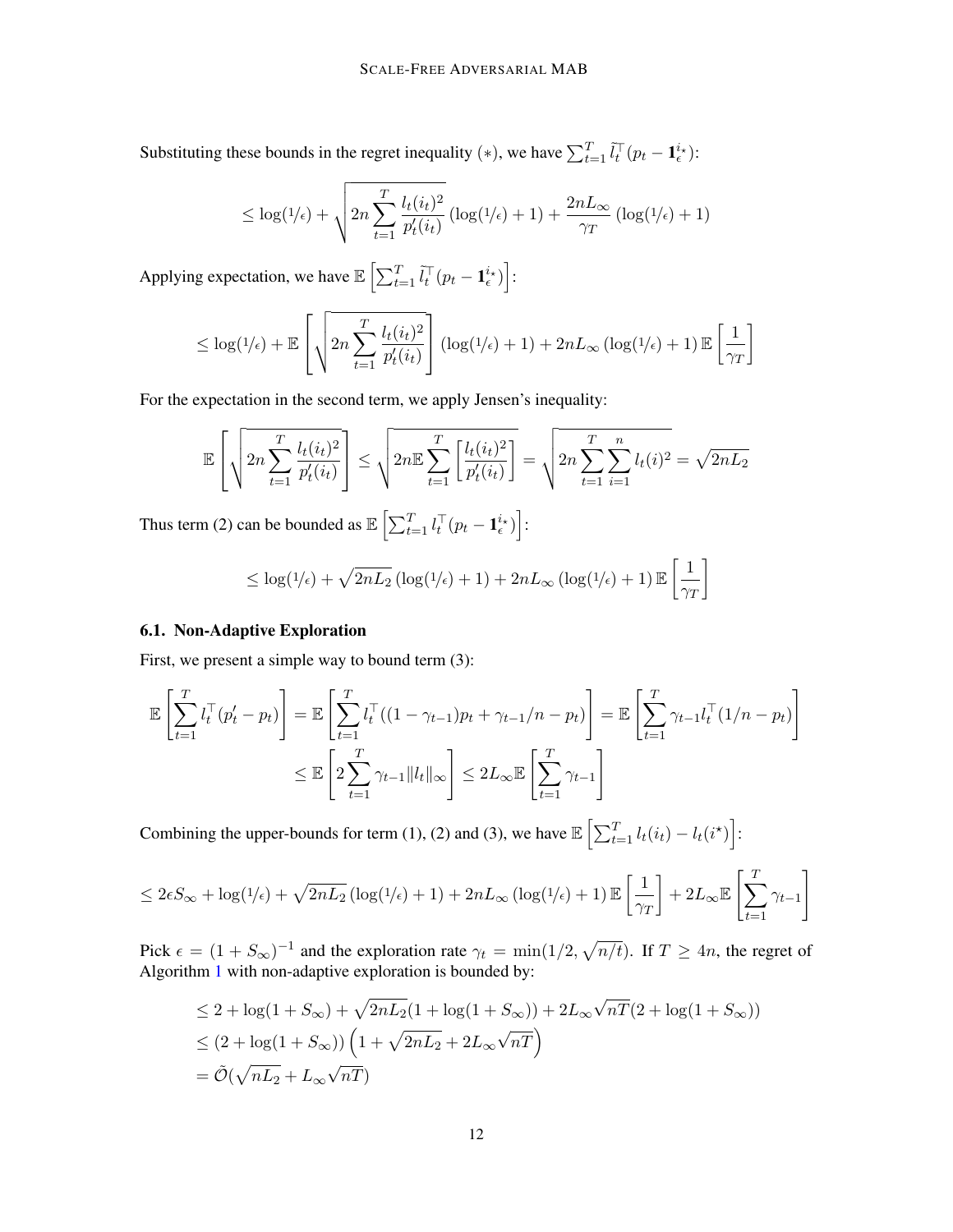Substituting these bounds in the regret inequality $(*)$, we have $\sum_{t=1}^T \tilde{l}_t^\top (p_t - \mathbf{1}_\epsilon^{i_\star})$:

$$\leq \log(1/\epsilon) + \sqrt{2n \sum_{t=1}^T \frac{l_t(i_t)^2}{p_t'(i_t)}} \left(\log(1/\epsilon) + 1\right) + \frac{2nL_\infty}{\gamma_T} \left(\log(1/\epsilon) + 1\right)$$

Applying expectation, we have $\mathbb{E}\left[\sum_{t=1}^T \tilde{l}_t^\top (p_t - \mathbf{1}_\epsilon^{i_\star})\right]$:

$$\leq \log(1/\epsilon) + \mathbb{E}\left[\sqrt{2n \sum_{t=1}^T \frac{l_t(i_t)^2}{p_t'(i_t)}}\right] \left(\log(1/\epsilon) + 1\right) + 2nL_\infty \left(\log(1/\epsilon) + 1\right) \mathbb{E}\left[\frac{1}{\gamma_T}\right]$$

For the expectation in the second term, we apply Jensen's inequality:

$$\mathbb{E}\left[\sqrt{2n \sum_{t=1}^T \frac{l_t(i_t)^2}{p_t'(i_t)}}\right] \leq \sqrt{2n \mathbb{E} \sum_{t=1}^T \left[\frac{l_t(i_t)^2}{p_t'(i_t)}\right]} = \sqrt{2n \sum_{t=1}^T \sum_{i=1}^n l_t(i)^2} = \sqrt{2nL_2}$$

Thus term (2) can be bounded as $\mathbb{E}\left[\sum_{t=1}^T l_t^\top (p_t - \mathbf{1}_\epsilon^{i_\star})\right]$:

$$\leq \log(1/\epsilon) + \sqrt{2nL_2} \left(\log(1/\epsilon) + 1\right) + 2nL_\infty \left(\log(1/\epsilon) + 1\right) \mathbb{E}\left[\frac{1}{\gamma_T}\right]$$

### 6.1. Non-Adaptive Exploration

First, we present a simple way to bound term (3):

$$\mathbb{E}\left[\sum_{t=1}^T l_t^\top (p_t' - p_t)\right] = \mathbb{E}\left[\sum_{t=1}^T l_t^\top ((1 - \gamma_{t-1}) p_t + \gamma_{t-1}/n - p_t)\right] = \mathbb{E}\left[\sum_{t=1}^T \gamma_{t-1} l_t^\top (1/n - p_t)\right]$$

$$\leq \mathbb{E}\left[2 \sum_{t=1}^T \gamma_{t-1} \|l_t\|_\infty\right] \leq 2L_\infty \mathbb{E}\left[\sum_{t=1}^T \gamma_{t-1}\right]$$

Combining the upper-bounds for term (1), (2) and (3), we have $\mathbb{E}\left[\sum_{t=1}^T l_t(i_t) - l_t(i^\star)\right]$:

$$\leq 2\epsilon S_\infty + \log(1/\epsilon) + \sqrt{2nL_2} \left(\log(1/\epsilon) + 1\right) + 2nL_\infty \left(\log(1/\epsilon) + 1\right) \mathbb{E}\left[\frac{1}{\gamma_T}\right] + 2L_\infty \mathbb{E}\left[\sum_{t=1}^T \gamma_{t-1}\right]$$

Pick $\epsilon = (1 + S_\infty)^{-1}$ and the exploration rate $\gamma_t = \min(1/2, \sqrt{n/t})$. If $T \geq 4n$, the regret of Algorithm 1 with non-adaptive exploration is bounded by:

$$\begin{aligned}
&\leq 2 + \log(1 + S_\infty) + \sqrt{2nL_2}(1 + \log(1 + S_\infty)) + 2L_\infty \sqrt{nT}(2 + \log(1 + S_\infty)) \\
&\leq (2 + \log(1 + S_\infty)) \left(1 + \sqrt{2nL_2} + 2L_\infty \sqrt{nT}\right) \\
&= \tilde{\mathcal{O}}(\sqrt{nL_2} + L_\infty \sqrt{nT})
\end{aligned}$$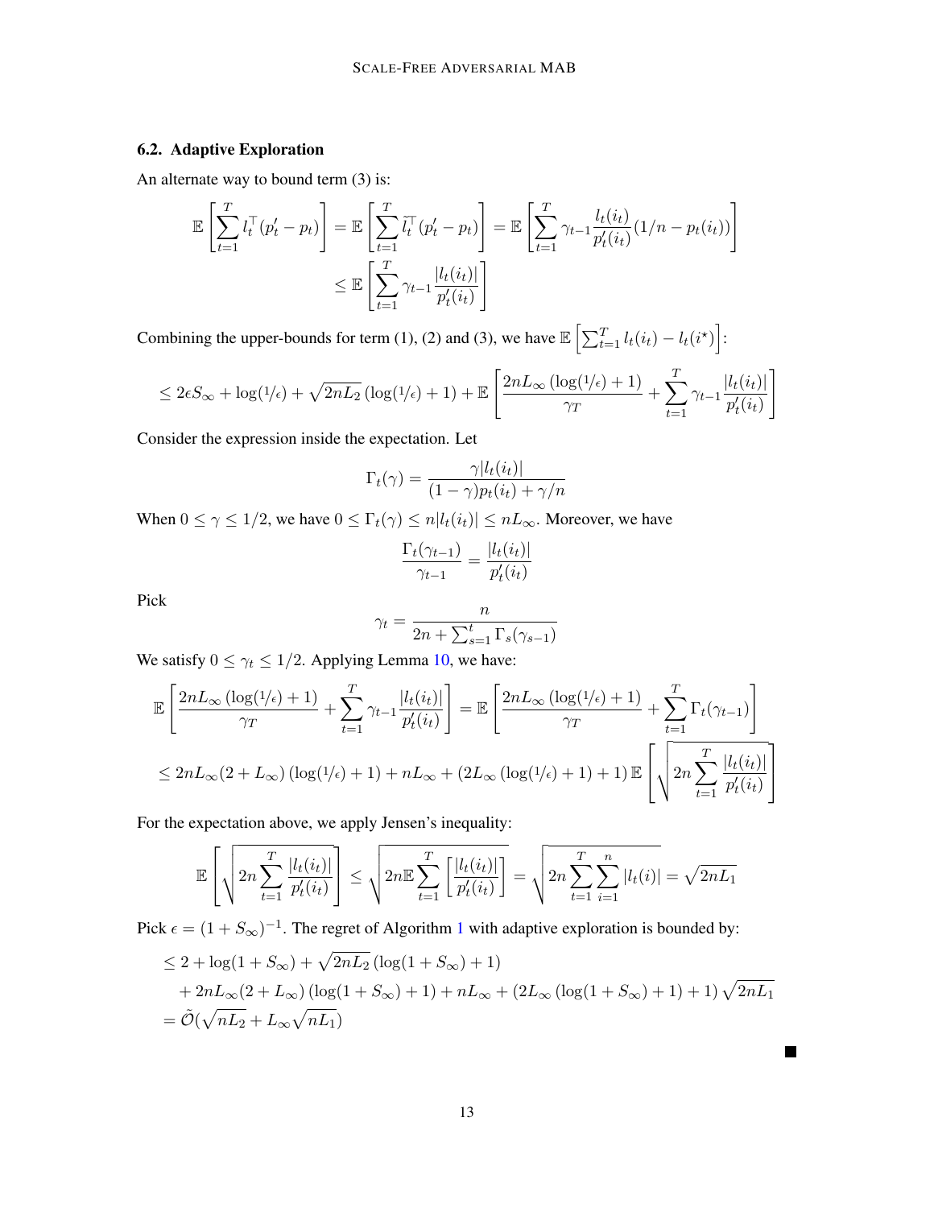### 6.2. Adaptive Exploration

An alternate way to bound term (3) is:

$$
\mathbb{E}\left[\sum_{t=1}^{T} l_t^\top (p'_t - p_t)\right] = \mathbb{E}\left[\sum_{t=1}^{T} \tilde{l}_t^\top (p'_t - p_t)\right] = \mathbb{E}\left[\sum_{t=1}^{T} \gamma_{t-1} \frac{l_t(i_t)}{p'_t(i_t)} (1/n - p_t(i_t))\right]
$$

$$
\leq \mathbb{E}\left[\sum_{t=1}^{T} \gamma_{t-1} \frac{|l_t(i_t)|}{p'_t(i_t)}\right]
$$

Combining the upper-bounds for term (1), (2) and (3), we have $\mathbb{E}\left[\sum_{t=1}^{T} l_t(i_t) - l_t(i^\star)\right]$:

$$
\leq 2\epsilon S_\infty + \log(1/\epsilon) + \sqrt{2nL_2}\left(\log(1/\epsilon) + 1\right) + \mathbb{E}\left[\frac{2nL_\infty\left(\log(1/\epsilon) + 1\right)}{\gamma_T} + \sum_{t=1}^{T} \gamma_{t-1} \frac{|l_t(i_t)|}{p'_t(i_t)}\right]
$$

Consider the expression inside the expectation. Let

$$
\Gamma_t(\gamma) = \frac{\gamma |l_t(i_t)|}{(1-\gamma)p_t(i_t) + \gamma/n}
$$

When $0 \leq \gamma \leq 1/2$, we have $0 \leq \Gamma_t(\gamma) \leq n|l_t(i_t)| \leq nL_\infty$. Moreover, we have

$$
\frac{\Gamma_t(\gamma_{t-1})}{\gamma_{t-1}} = \frac{|l_t(i_t)|}{p'_t(i_t)}
$$

Pick

$$
\gamma_t = \frac{n}{2n + \sum_{s=1}^{t} \Gamma_s(\gamma_{s-1})}
$$

We satisfy $0 \leq \gamma_t \leq 1/2$. Applying Lemma 10, we have:

$$
\mathbb{E}\left[\frac{2nL_\infty\left(\log(1/\epsilon) + 1\right)}{\gamma_T} + \sum_{t=1}^{T} \gamma_{t-1} \frac{|l_t(i_t)|}{p'_t(i_t)}\right] = \mathbb{E}\left[\frac{2nL_\infty\left(\log(1/\epsilon) + 1\right)}{\gamma_T} + \sum_{t=1}^{T} \Gamma_t(\gamma_{t-1})\right]
$$

$$
\leq 2nL_\infty(2 + L_\infty)\left(\log(1/\epsilon) + 1\right) + nL_\infty + \left(2L_\infty\left(\log(1/\epsilon) + 1\right) + 1\right)\mathbb{E}\left[\sqrt{2n\sum_{t=1}^{T} \frac{|l_t(i_t)|}{p'_t(i_t)}}\right]
$$

For the expectation above, we apply Jensen's inequality:

$$
\mathbb{E}\left[\sqrt{2n\sum_{t=1}^{T} \frac{|l_t(i_t)|}{p'_t(i_t)}}\right] \leq \sqrt{2n\mathbb{E}\sum_{t=1}^{T}\left[\frac{|l_t(i_t)|}{p'_t(i_t)}\right]} = \sqrt{2n\sum_{t=1}^{T}\sum_{i=1}^{n} |l_t(i)|} = \sqrt{2nL_1}
$$

Pick $\epsilon = (1 + S_\infty)^{-1}$. The regret of Algorithm 1 with adaptive exploration is bounded by:

$$
\begin{aligned}
&\leq 2 + \log(1 + S_\infty) + \sqrt{2nL_2}\left(\log(1 + S_\infty) + 1\right) \\
&\quad + 2nL_\infty(2 + L_\infty)\left(\log(1 + S_\infty) + 1\right) + nL_\infty + \left(2L_\infty\left(\log(1 + S_\infty) + 1\right) + 1\right)\sqrt{2nL_1} \\
&= \tilde{\mathcal{O}}(\sqrt{nL_2} + L_\infty\sqrt{nL_1})
\end{aligned}
$$

■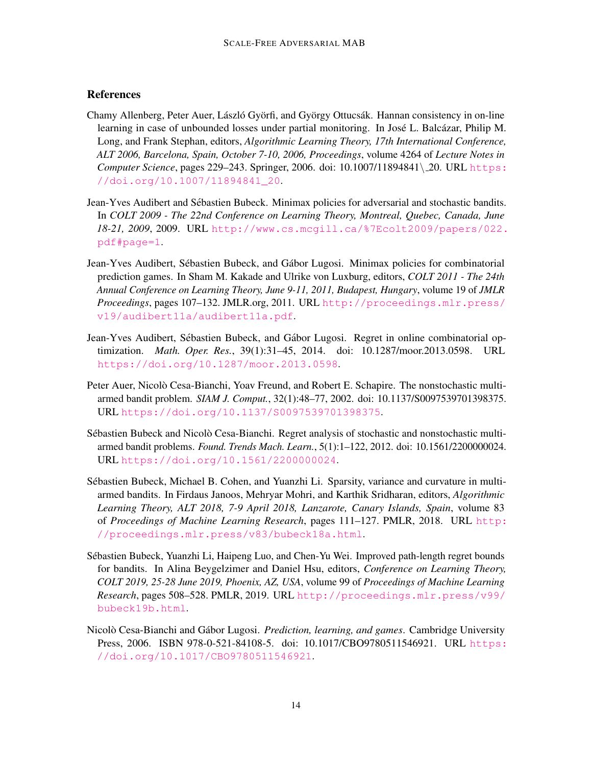## References

Chamy Allenberg, Peter Auer, László Györfi, and György Ottucsák. Hannan consistency in on-line learning in case of unbounded losses under partial monitoring. In José L. Balcázar, Philip M. Long, and Frank Stephan, editors, *Algorithmic Learning Theory, 17th International Conference, ALT 2006, Barcelona, Spain, October 7-10, 2006, Proceedings*, volume 4264 of *Lecture Notes in Computer Science*, pages 229–243. Springer, 2006. doi: 10.1007/11894841\_20. URL https://doi.org/10.1007/11894841_20.

Jean-Yves Audibert and Sébastien Bubeck. Minimax policies for adversarial and stochastic bandits. In *COLT 2009 - The 22nd Conference on Learning Theory, Montreal, Quebec, Canada, June 18-21, 2009*, 2009. URL http://www.cs.mcgill.ca/%7Ecolt2009/papers/022.pdf#page=1.

Jean-Yves Audibert, Sébastien Bubeck, and Gábor Lugosi. Minimax policies for combinatorial prediction games. In Sham M. Kakade and Ulrike von Luxburg, editors, *COLT 2011 - The 24th Annual Conference on Learning Theory, June 9-11, 2011, Budapest, Hungary*, volume 19 of *JMLR Proceedings*, pages 107–132. JMLR.org, 2011. URL http://proceedings.mlr.press/v19/audibert11a/audibert11a.pdf.

Jean-Yves Audibert, Sébastien Bubeck, and Gábor Lugosi. Regret in online combinatorial optimization. *Math. Oper. Res.*, 39(1):31–45, 2014. doi: 10.1287/moor.2013.0598. URL https://doi.org/10.1287/moor.2013.0598.

Peter Auer, Nicolò Cesa-Bianchi, Yoav Freund, and Robert E. Schapire. The nonstochastic multiarmed bandit problem. *SIAM J. Comput.*, 32(1):48–77, 2002. doi: 10.1137/S0097539701398375. URL https://doi.org/10.1137/S0097539701398375.

Sébastien Bubeck and Nicolò Cesa-Bianchi. Regret analysis of stochastic and nonstochastic multi-armed bandit problems. *Found. Trends Mach. Learn.*, 5(1):1–122, 2012. doi: 10.1561/2200000024. URL https://doi.org/10.1561/2200000024.

Sébastien Bubeck, Michael B. Cohen, and Yuanzhi Li. Sparsity, variance and curvature in multi-armed bandits. In Firdaus Janoos, Mehryar Mohri, and Karthik Sridharan, editors, *Algorithmic Learning Theory, ALT 2018, 7-9 April 2018, Lanzarote, Canary Islands, Spain*, volume 83 of *Proceedings of Machine Learning Research*, pages 111–127. PMLR, 2018. URL http://proceedings.mlr.press/v83/bubeck18a.html.

Sébastien Bubeck, Yuanzhi Li, Haipeng Luo, and Chen-Yu Wei. Improved path-length regret bounds for bandits. In Alina Beygelzimer and Daniel Hsu, editors, *Conference on Learning Theory, COLT 2019, 25-28 June 2019, Phoenix, AZ, USA*, volume 99 of *Proceedings of Machine Learning Research*, pages 508–528. PMLR, 2019. URL http://proceedings.mlr.press/v99/bubeck19b.html.

Nicolò Cesa-Bianchi and Gábor Lugosi. *Prediction, learning, and games*. Cambridge University Press, 2006. ISBN 978-0-521-84108-5. doi: 10.1017/CBO9780511546921. URL https://doi.org/10.1017/CBO9780511546921.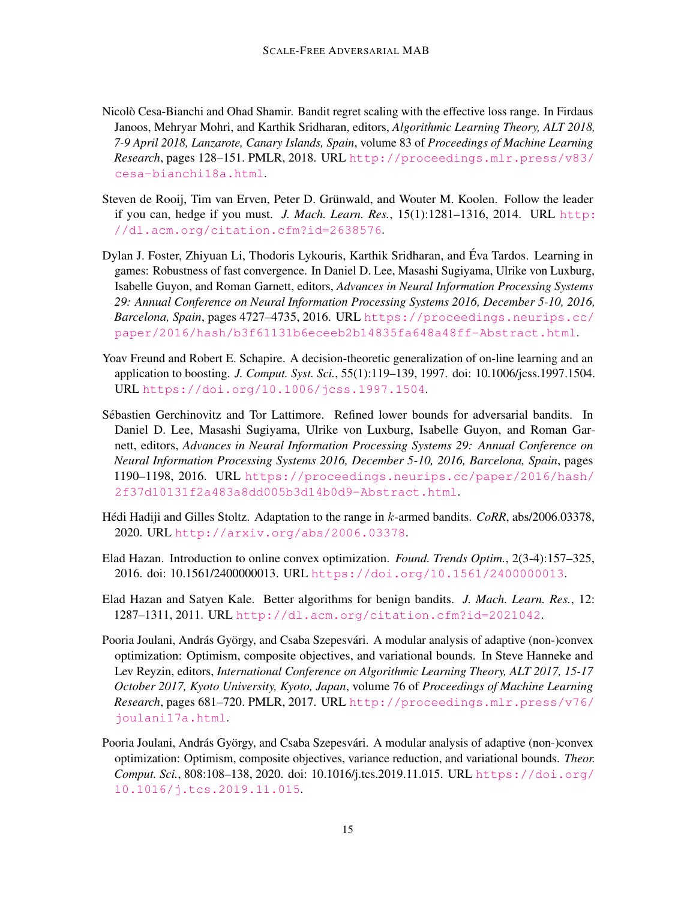Nicolò Cesa-Bianchi and Ohad Shamir. Bandit regret scaling with the effective loss range. In Firdaus Janoos, Mehryar Mohri, and Karthik Sridharan, editors, *Algorithmic Learning Theory, ALT 2018, 7-9 April 2018, Lanzarote, Canary Islands, Spain*, volume 83 of *Proceedings of Machine Learning Research*, pages 128–151. PMLR, 2018. URL http://proceedings.mlr.press/v83/cesa-bianchi18a.html.

Steven de Rooij, Tim van Erven, Peter D. Grünwald, and Wouter M. Koolen. Follow the leader if you can, hedge if you must. *J. Mach. Learn. Res.*, 15(1):1281–1316, 2014. URL http://dl.acm.org/citation.cfm?id=2638576.

Dylan J. Foster, Zhiyuan Li, Thodoris Lykouris, Karthik Sridharan, and Éva Tardos. Learning in games: Robustness of fast convergence. In Daniel D. Lee, Masashi Sugiyama, Ulrike von Luxburg, Isabelle Guyon, and Roman Garnett, editors, *Advances in Neural Information Processing Systems 29: Annual Conference on Neural Information Processing Systems 2016, December 5-10, 2016, Barcelona, Spain*, pages 4727–4735, 2016. URL https://proceedings.neurips.cc/paper/2016/hash/b3f61131b6eceeb2b14835fa648a48ff-Abstract.html.

Yoav Freund and Robert E. Schapire. A decision-theoretic generalization of on-line learning and an application to boosting. *J. Comput. Syst. Sci.*, 55(1):119–139, 1997. doi: 10.1006/jcss.1997.1504. URL https://doi.org/10.1006/jcss.1997.1504.

Sébastien Gerchinovitz and Tor Lattimore. Refined lower bounds for adversarial bandits. In Daniel D. Lee, Masashi Sugiyama, Ulrike von Luxburg, Isabelle Guyon, and Roman Garnett, editors, *Advances in Neural Information Processing Systems 29: Annual Conference on Neural Information Processing Systems 2016, December 5-10, 2016, Barcelona, Spain*, pages 1190–1198, 2016. URL https://proceedings.neurips.cc/paper/2016/hash/2f37d10131f2a483a8dd005b3d14b0d9-Abstract.html.

Hédi Hadiji and Gilles Stoltz. Adaptation to the range in $k$-armed bandits. *CoRR*, abs/2006.03378, 2020. URL http://arxiv.org/abs/2006.03378.

Elad Hazan. Introduction to online convex optimization. *Found. Trends Optim.*, 2(3-4):157–325, 2016. doi: 10.1561/2400000013. URL https://doi.org/10.1561/2400000013.

Elad Hazan and Satyen Kale. Better algorithms for benign bandits. *J. Mach. Learn. Res.*, 12: 1287–1311, 2011. URL http://dl.acm.org/citation.cfm?id=2021042.

Pooria Joulani, András György, and Csaba Szepesvári. A modular analysis of adaptive (non-)convex optimization: Optimism, composite objectives, and variational bounds. In Steve Hanneke and Lev Reyzin, editors, *International Conference on Algorithmic Learning Theory, ALT 2017, 15-17 October 2017, Kyoto University, Kyoto, Japan*, volume 76 of *Proceedings of Machine Learning Research*, pages 681–720. PMLR, 2017. URL http://proceedings.mlr.press/v76/joulani17a.html.

Pooria Joulani, András György, and Csaba Szepesvári. A modular analysis of adaptive (non-)convex optimization: Optimism, composite objectives, variance reduction, and variational bounds. *Theor. Comput. Sci.*, 808:108–138, 2020. doi: 10.1016/j.tcs.2019.11.015. URL https://doi.org/10.1016/j.tcs.2019.11.015.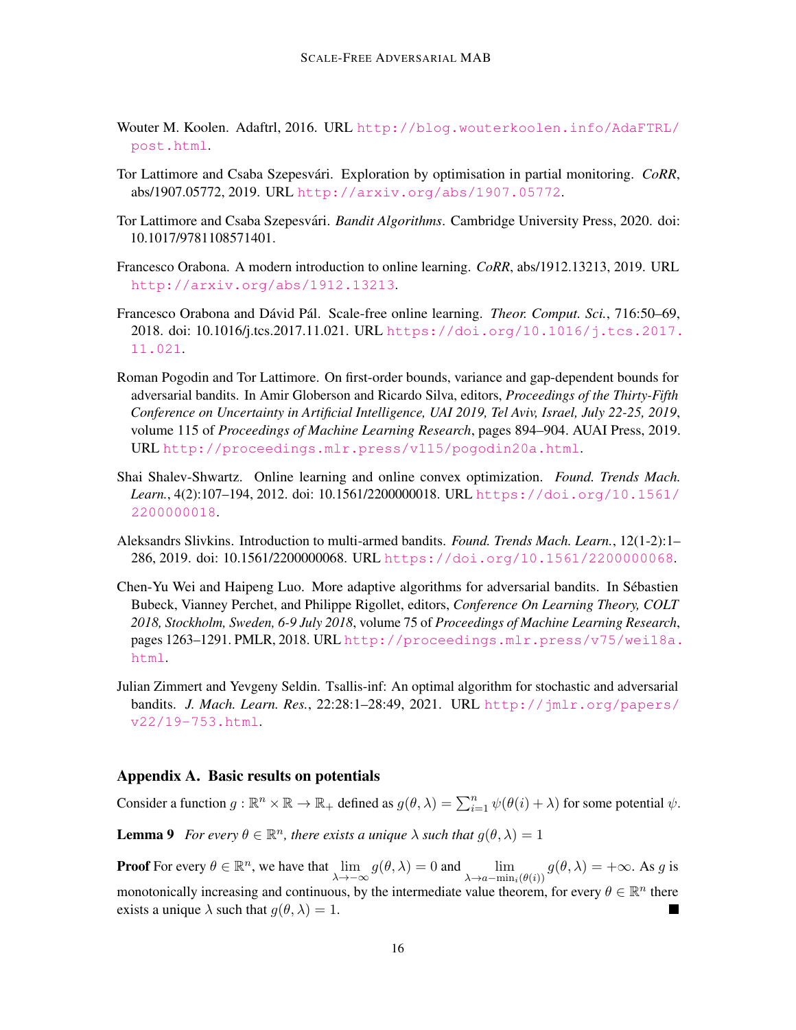Wouter M. Koolen. Adaftrl, 2016. URL http://blog.wouterkoolen.info/AdaFTRL/post.html.

Tor Lattimore and Csaba Szepesvári. Exploration by optimisation in partial monitoring. *CoRR*, abs/1907.05772, 2019. URL http://arxiv.org/abs/1907.05772.

Tor Lattimore and Csaba Szepesvári. *Bandit Algorithms*. Cambridge University Press, 2020. doi: 10.1017/9781108571401.

Francesco Orabona. A modern introduction to online learning. *CoRR*, abs/1912.13213, 2019. URL http://arxiv.org/abs/1912.13213.

Francesco Orabona and Dávid Pál. Scale-free online learning. *Theor. Comput. Sci.*, 716:50–69, 2018. doi: 10.1016/j.tcs.2017.11.021. URL https://doi.org/10.1016/j.tcs.2017.11.021.

Roman Pogodin and Tor Lattimore. On first-order bounds, variance and gap-dependent bounds for adversarial bandits. In Amir Globerson and Ricardo Silva, editors, *Proceedings of the Thirty-Fifth Conference on Uncertainty in Artificial Intelligence, UAI 2019, Tel Aviv, Israel, July 22-25, 2019*, volume 115 of *Proceedings of Machine Learning Research*, pages 894–904. AUAI Press, 2019. URL http://proceedings.mlr.press/v115/pogodin20a.html.

Shai Shalev-Shwartz. Online learning and online convex optimization. *Found. Trends Mach. Learn.*, 4(2):107–194, 2012. doi: 10.1561/2200000018. URL https://doi.org/10.1561/2200000018.

Aleksandrs Slivkins. Introduction to multi-armed bandits. *Found. Trends Mach. Learn.*, 12(1-2):1–286, 2019. doi: 10.1561/2200000068. URL https://doi.org/10.1561/2200000068.

Chen-Yu Wei and Haipeng Luo. More adaptive algorithms for adversarial bandits. In Sébastien Bubeck, Vianney Perchet, and Philippe Rigollet, editors, *Conference On Learning Theory, COLT 2018, Stockholm, Sweden, 6-9 July 2018*, volume 75 of *Proceedings of Machine Learning Research*, pages 1263–1291. PMLR, 2018. URL http://proceedings.mlr.press/v75/wei18a.html.

Julian Zimmert and Yevgeny Seldin. Tsallis-inf: An optimal algorithm for stochastic and adversarial bandits. *J. Mach. Learn. Res.*, 22:28:1–28:49, 2021. URL http://jmlr.org/papers/v22/19-753.html.

## Appendix A. Basic results on potentials

Consider a function $g : \mathbb{R}^n \times \mathbb{R} \to \mathbb{R}_+$ defined as $g(\theta, \lambda) = \sum_{i=1}^n \psi(\theta(i) + \lambda)$ for some potential $\psi$.

**Lemma 9** *For every $\theta \in \mathbb{R}^n$, there exists a unique $\lambda$ such that $g(\theta, \lambda) = 1$*

**Proof** For every $\theta \in \mathbb{R}^n$, we have that $\lim_{\lambda \to -\infty} g(\theta, \lambda) = 0$ and $\lim_{\lambda \to a - \min_i(\theta(i))} g(\theta, \lambda) = +\infty$. As $g$ is monotonically increasing and continuous, by the intermediate value theorem, for every $\theta \in \mathbb{R}^n$ there exists a unique $\lambda$ such that $g(\theta, \lambda) = 1$. ■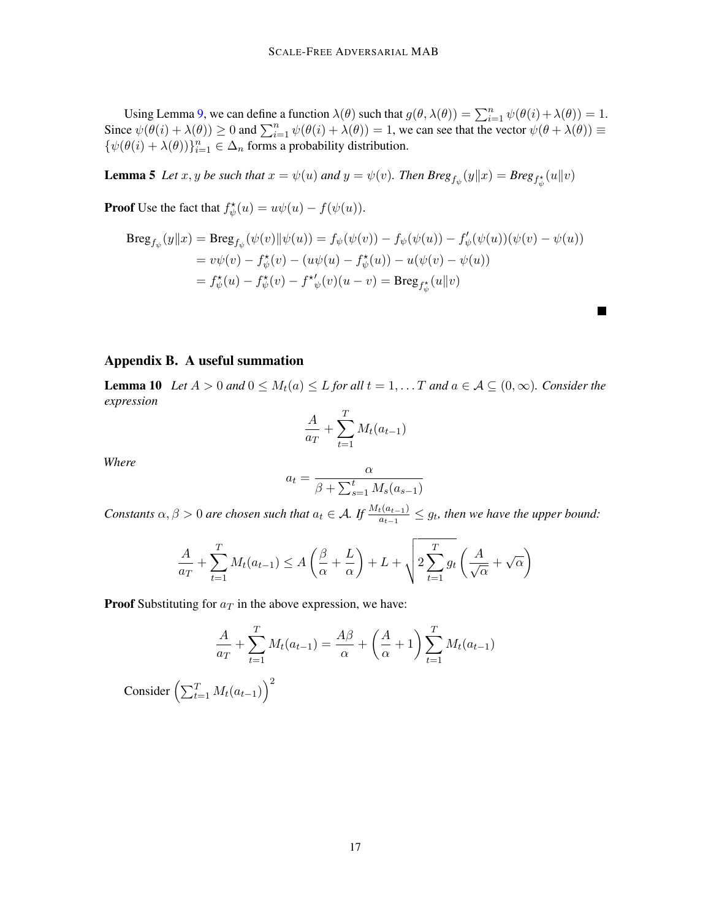Using Lemma 9, we can define a function $\lambda(\theta)$ such that $g(\theta, \lambda(\theta)) = \sum_{i=1}^{n} \psi(\theta(i) + \lambda(\theta)) = 1$. Since $\psi(\theta(i) + \lambda(\theta)) \geq 0$ and $\sum_{i=1}^{n} \psi(\theta(i) + \lambda(\theta)) = 1$, we can see that the vector $\psi(\theta + \lambda(\theta)) \equiv \{\psi(\theta(i) + \lambda(\theta))\}_{i=1}^{n} \in \Delta_n$ forms a probability distribution.

**Lemma 5** *Let $x, y$ be such that $x = \psi(u)$ and $y = \psi(v)$. Then $\text{Breg}_{f_\psi}(y\|x) = \text{Breg}_{f_\psi^\star}(u\|v)$*

**Proof** Use the fact that $f_\psi^\star(u) = u\psi(u) - f(\psi(u))$.

$$
\begin{aligned}
\text{Breg}_{f_\psi}(y\|x) = \text{Breg}_{f_\psi}(\psi(v)\|\psi(u)) &= f_\psi(\psi(v)) - f_\psi(\psi(u)) - f_\psi'(\psi(u))(\psi(v) - \psi(u)) \\
&= v\psi(v) - f_\psi^\star(v) - (u\psi(u) - f_\psi^\star(u)) - u(\psi(v) - \psi(u)) \\
&= f_\psi^\star(u) - f_\psi^\star(v) - {f^\star}'_\psi(v)(u - v) = \text{Breg}_{f_\psi^\star}(u\|v)
\end{aligned}
$$

■

## Appendix B. A useful summation

**Lemma 10** *Let $A > 0$ and $0 \leq M_t(a) \leq L$ for all $t = 1, \ldots T$ and $a \in \mathcal{A} \subseteq (0, \infty)$. Consider the expression*

$$
\frac{A}{a_T} + \sum_{t=1}^{T} M_t(a_{t-1})
$$

*Where*

$$
a_t = \frac{\alpha}{\beta + \sum_{s=1}^{t} M_s(a_{s-1})}
$$

*Constants $\alpha, \beta > 0$ are chosen such that $a_t \in \mathcal{A}$. If $\frac{M_t(a_{t-1})}{a_{t-1}} \leq g_t$, then we have the upper bound:*

$$
\frac{A}{a_T} + \sum_{t=1}^{T} M_t(a_{t-1}) \leq A\left(\frac{\beta}{\alpha} + \frac{L}{\alpha}\right) + L + \sqrt{2\sum_{t=1}^{T} g_t} \left(\frac{A}{\sqrt{\alpha}} + \sqrt{\alpha}\right)
$$

**Proof** Substituting for $a_T$ in the above expression, we have:

$$
\frac{A}{a_T} + \sum_{t=1}^{T} M_t(a_{t-1}) = \frac{A\beta}{\alpha} + \left(\frac{A}{\alpha} + 1\right) \sum_{t=1}^{T} M_t(a_{t-1})
$$

Consider $\left(\sum_{t=1}^{T} M_t(a_{t-1})\right)^2$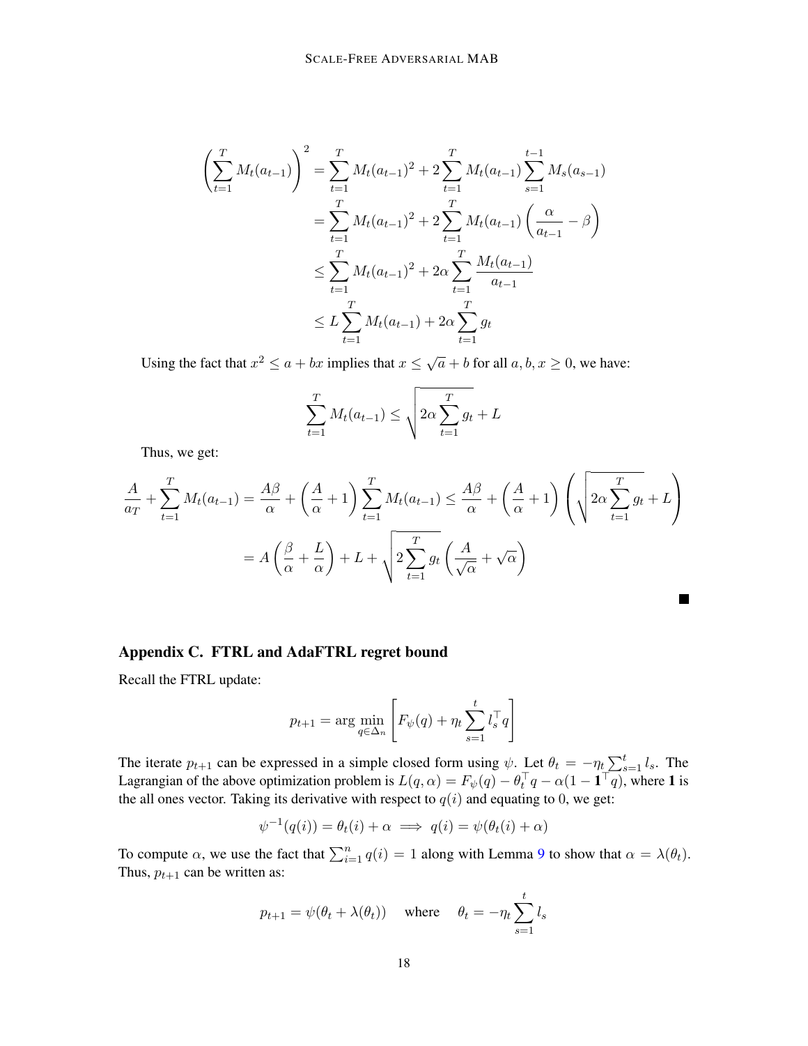$$
\begin{aligned}
\left(\sum_{t=1}^{T} M_t(a_{t-1})\right)^2 &= \sum_{t=1}^{T} M_t(a_{t-1})^2 + 2\sum_{t=1}^{T} M_t(a_{t-1}) \sum_{s=1}^{t-1} M_s(a_{s-1}) \\
&= \sum_{t=1}^{T} M_t(a_{t-1})^2 + 2\sum_{t=1}^{T} M_t(a_{t-1}) \left(\frac{\alpha}{a_{t-1}} - \beta\right) \\
&\leq \sum_{t=1}^{T} M_t(a_{t-1})^2 + 2\alpha \sum_{t=1}^{T} \frac{M_t(a_{t-1})}{a_{t-1}} \\
&\leq L \sum_{t=1}^{T} M_t(a_{t-1}) + 2\alpha \sum_{t=1}^{T} g_t
\end{aligned}
$$

Using the fact that $x^2 \leq a + bx$ implies that $x \leq \sqrt{a} + b$ for all $a, b, x \geq 0$, we have:

$$
\sum_{t=1}^{T} M_t(a_{t-1}) \leq \sqrt{2\alpha \sum_{t=1}^{T} g_t} + L
$$

Thus, we get:

$$
\begin{aligned}
\frac{A}{a_T} + \sum_{t=1}^{T} M_t(a_{t-1}) &= \frac{A\beta}{\alpha} + \left(\frac{A}{\alpha} + 1\right) \sum_{t=1}^{T} M_t(a_{t-1}) \leq \frac{A\beta}{\alpha} + \left(\frac{A}{\alpha} + 1\right) \left(\sqrt{2\alpha \sum_{t=1}^{T} g_t} + L\right) \\
&= A\left(\frac{\beta}{\alpha} + \frac{L}{\alpha}\right) + L + \sqrt{2\sum_{t=1}^{T} g_t} \left(\frac{A}{\sqrt{\alpha}} + \sqrt{\alpha}\right)
\end{aligned}
$$

■

## Appendix C. FTRL and AdaFTRL regret bound

Recall the FTRL update:

$$
p_{t+1} = \arg\min_{q \in \Delta_n} \left[F_\psi(q) + \eta_t \sum_{s=1}^{t} l_s^\top q\right]
$$

The iterate $p_{t+1}$ can be expressed in a simple closed form using $\psi$. Let $\theta_t = -\eta_t \sum_{s=1}^{t} l_s$. The Lagrangian of the above optimization problem is $L(q, \alpha) = F_\psi(q) - \theta_t^\top q - \alpha(1 - \mathbf{1}^\top q)$, where $\mathbf{1}$ is the all ones vector. Taking its derivative with respect to $q(i)$ and equating to 0, we get:

$$
\psi^{-1}(q(i)) = \theta_t(i) + \alpha \implies q(i) = \psi(\theta_t(i) + \alpha)
$$

To compute $\alpha$, we use the fact that $\sum_{i=1}^{n} q(i) = 1$ along with Lemma 9 to show that $\alpha = \lambda(\theta_t)$. Thus, $p_{t+1}$ can be written as:

$$
p_{t+1} = \psi(\theta_t + \lambda(\theta_t)) \quad \text{where} \quad \theta_t = -\eta_t \sum_{s=1}^{t} l_s
$$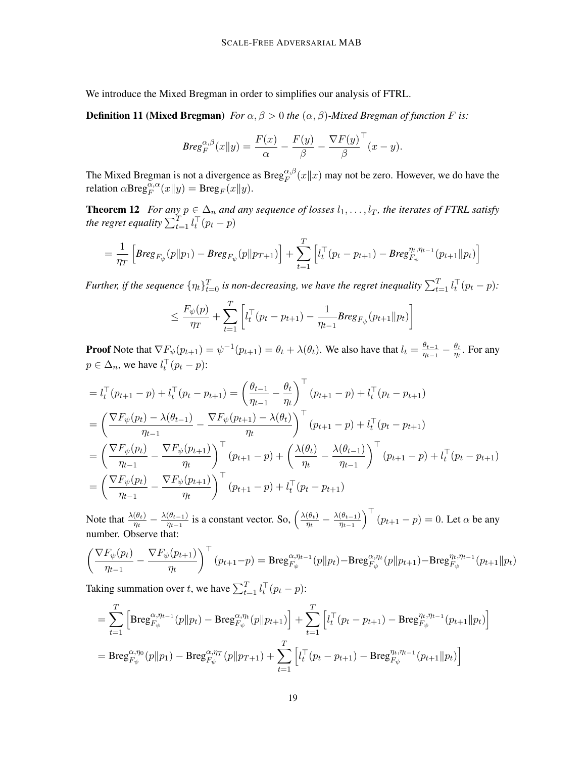We introduce the Mixed Bregman in order to simplifies our analysis of FTRL.

**Definition 11 (Mixed Bregman)** *For $\alpha, \beta > 0$ the $(\alpha, \beta)$-Mixed Bregman of function $F$ is:*

$$\textit{Breg}_F^{\alpha,\beta}(x\|y) = \frac{F(x)}{\alpha} - \frac{F(y)}{\beta} - \frac{\nabla F(y)}{\beta}^\top (x-y).$$

The Mixed Bregman is not a divergence as $\text{Breg}_F^{\alpha,\beta}(x\|x)$ may not be zero. However, we do have the relation $\alpha \text{Breg}_F^{\alpha,\alpha}(x\|y) = \text{Breg}_F(x\|y)$.

**Theorem 12** *For any $p \in \Delta_n$ and any sequence of losses $l_1, \ldots, l_T$, the iterates of FTRL satisfy the regret equality $\sum_{t=1}^T l_t^\top (p_t - p)$*

$$= \frac{1}{\eta_T}\left[\textit{Breg}_{F_\psi}(p\|p_1) - \textit{Breg}_{F_\psi}(p\|p_{T+1})\right] + \sum_{t=1}^T \left[l_t^\top (p_t - p_{t+1}) - \textit{Breg}_{F_\psi}^{\eta_t, \eta_{t-1}}(p_{t+1}\|p_t)\right]$$

*Further, if the sequence $\{\eta_t\}_{t=0}^T$ is non-decreasing, we have the regret inequality $\sum_{t=1}^T l_t^\top (p_t - p)$:*

$$\leq \frac{F_\psi(p)}{\eta_T} + \sum_{t=1}^T \left[l_t^\top (p_t - p_{t+1}) - \frac{1}{\eta_{t-1}}\textit{Breg}_{F_\psi}(p_{t+1}\|p_t)\right]$$

**Proof** Note that $\nabla F_\psi(p_{t+1}) = \psi^{-1}(p_{t+1}) = \theta_t + \lambda(\theta_t)$. We also have that $l_t = \frac{\theta_{t-1}}{\eta_{t-1}} - \frac{\theta_t}{\eta_t}$. For any $p \in \Delta_n$, we have $l_t^\top (p_t - p)$:

$$\begin{aligned}
&= l_t^\top (p_{t+1} - p) + l_t^\top (p_t - p_{t+1}) = \left(\frac{\theta_{t-1}}{\eta_{t-1}} - \frac{\theta_t}{\eta_t}\right)^\top (p_{t+1} - p) + l_t^\top (p_t - p_{t+1}) \\
&= \left(\frac{\nabla F_\psi(p_t) - \lambda(\theta_{t-1})}{\eta_{t-1}} - \frac{\nabla F_\psi(p_{t+1}) - \lambda(\theta_t)}{\eta_t}\right)^\top (p_{t+1} - p) + l_t^\top (p_t - p_{t+1}) \\
&= \left(\frac{\nabla F_\psi(p_t)}{\eta_{t-1}} - \frac{\nabla F_\psi(p_{t+1})}{\eta_t}\right)^\top (p_{t+1} - p) + \left(\frac{\lambda(\theta_t)}{\eta_t} - \frac{\lambda(\theta_{t-1})}{\eta_{t-1}}\right)^\top (p_{t+1} - p) + l_t^\top (p_t - p_{t+1}) \\
&= \left(\frac{\nabla F_\psi(p_t)}{\eta_{t-1}} - \frac{\nabla F_\psi(p_{t+1})}{\eta_t}\right)^\top (p_{t+1} - p) + l_t^\top (p_t - p_{t+1})
\end{aligned}$$

Note that $\frac{\lambda(\theta_t)}{\eta_t} - \frac{\lambda(\theta_{t-1})}{\eta_{t-1}}$ is a constant vector. So, $\left(\frac{\lambda(\theta_t)}{\eta_t} - \frac{\lambda(\theta_{t-1})}{\eta_{t-1}}\right)^\top (p_{t+1} - p) = 0$. Let $\alpha$ be any number. Observe that:

$$\left(\frac{\nabla F_\psi(p_t)}{\eta_{t-1}} - \frac{\nabla F_\psi(p_{t+1})}{\eta_t}\right)^\top (p_{t+1} - p) = \text{Breg}_{F_\psi}^{\alpha,\eta_{t-1}}(p\|p_t) - \text{Breg}_{F_\psi}^{\alpha,\eta_t}(p\|p_{t+1}) - \text{Breg}_{F_\psi}^{\eta_t,\eta_{t-1}}(p_{t+1}\|p_t)$$

Taking summation over $t$, we have $\sum_{t=1}^T l_t^\top (p_t - p)$:

$$\begin{aligned}
&= \sum_{t=1}^T \left[\text{Breg}_{F_\psi}^{\alpha,\eta_{t-1}}(p\|p_t) - \text{Breg}_{F_\psi}^{\alpha,\eta_t}(p\|p_{t+1})\right] + \sum_{t=1}^T \left[l_t^\top (p_t - p_{t+1}) - \text{Breg}_{F_\psi}^{\eta_t,\eta_{t-1}}(p_{t+1}\|p_t)\right] \\
&= \text{Breg}_{F_\psi}^{\alpha,\eta_0}(p\|p_1) - \text{Breg}_{F_\psi}^{\alpha,\eta_T}(p\|p_{T+1}) + \sum_{t=1}^T \left[l_t^\top (p_t - p_{t+1}) - \text{Breg}_{F_\psi}^{\eta_t,\eta_{t-1}}(p_{t+1}\|p_t)\right]
\end{aligned}$$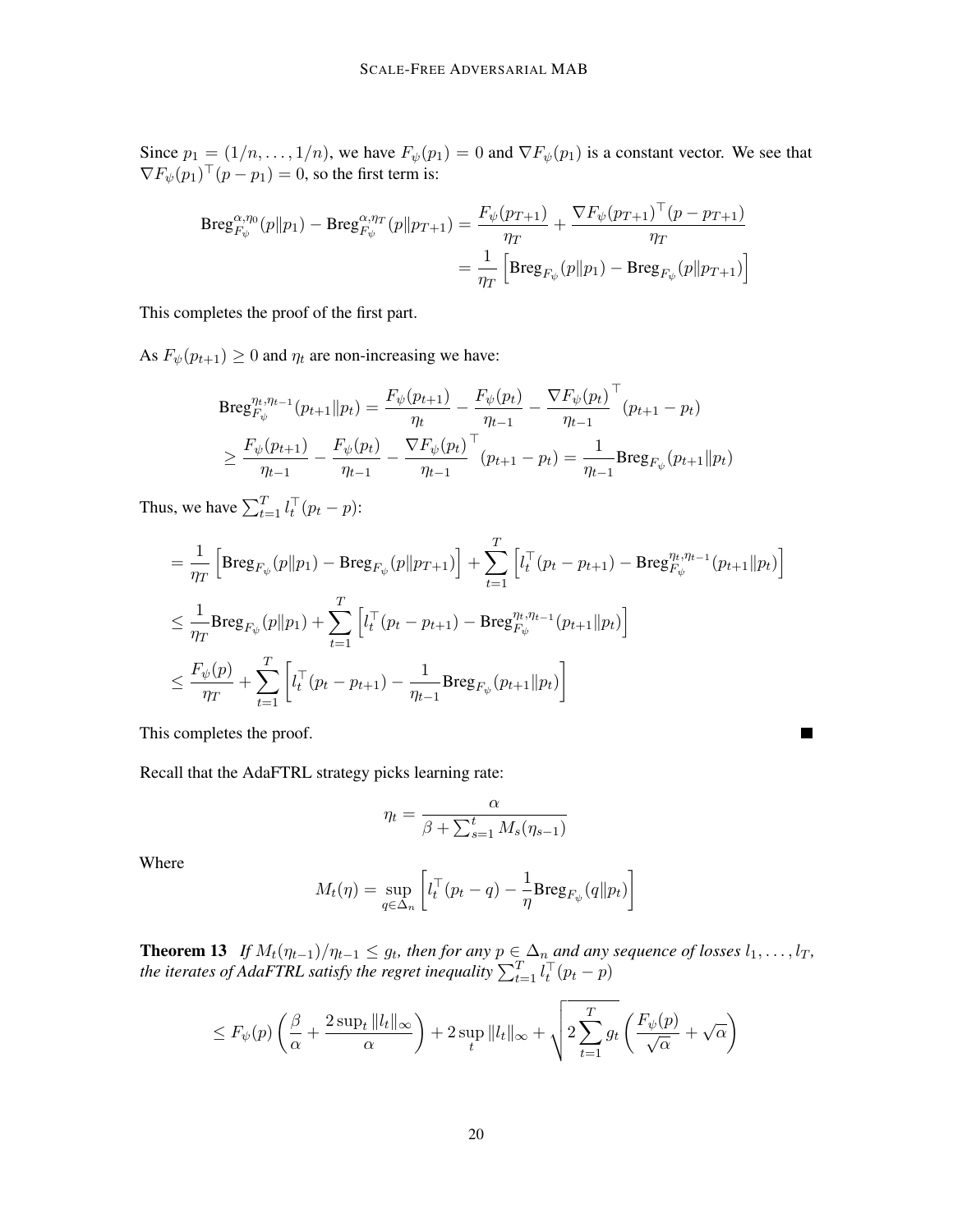Since $p_1 = (1/n, \ldots, 1/n)$, we have $F_\psi(p_1) = 0$ and $\nabla F_\psi(p_1)$ is a constant vector. We see that $\nabla F_\psi(p_1)^\top (p - p_1) = 0$, so the first term is:

$$
\begin{aligned}
\text{Breg}_{F_\psi}^{\alpha,\eta_0}(p \| p_1) - \text{Breg}_{F_\psi}^{\alpha,\eta_T}(p \| p_{T+1}) &= \frac{F_\psi(p_{T+1})}{\eta_T} + \frac{\nabla F_\psi(p_{T+1})^\top (p - p_{T+1})}{\eta_T} \\
&= \frac{1}{\eta_T} \left[ \text{Breg}_{F_\psi}(p \| p_1) - \text{Breg}_{F_\psi}(p \| p_{T+1}) \right]
\end{aligned}
$$

This completes the proof of the first part.

As $F_\psi(p_{t+1}) \geq 0$ and $\eta_t$ are non-increasing we have:

$$
\begin{aligned}
\text{Breg}_{F_\psi}^{\eta_t,\eta_{t-1}}(p_{t+1} \| p_t) &= \frac{F_\psi(p_{t+1})}{\eta_t} - \frac{F_\psi(p_t)}{\eta_{t-1}} - \frac{\nabla F_\psi(p_t)}{\eta_{t-1}}^\top (p_{t+1} - p_t) \\
&\geq \frac{F_\psi(p_{t+1})}{\eta_{t-1}} - \frac{F_\psi(p_t)}{\eta_{t-1}} - \frac{\nabla F_\psi(p_t)}{\eta_{t-1}}^\top (p_{t+1} - p_t) = \frac{1}{\eta_{t-1}} \text{Breg}_{F_\psi}(p_{t+1} \| p_t)
\end{aligned}
$$

Thus, we have $\sum_{t=1}^T l_t^\top (p_t - p)$:

$$
\begin{aligned}
&= \frac{1}{\eta_T} \left[ \text{Breg}_{F_\psi}(p \| p_1) - \text{Breg}_{F_\psi}(p \| p_{T+1}) \right] + \sum_{t=1}^T \left[ l_t^\top (p_t - p_{t+1}) - \text{Breg}_{F_\psi}^{\eta_t,\eta_{t-1}}(p_{t+1} \| p_t) \right] \\
&\leq \frac{1}{\eta_T} \text{Breg}_{F_\psi}(p \| p_1) + \sum_{t=1}^T \left[ l_t^\top (p_t - p_{t+1}) - \text{Breg}_{F_\psi}^{\eta_t,\eta_{t-1}}(p_{t+1} \| p_t) \right] \\
&\leq \frac{F_\psi(p)}{\eta_T} + \sum_{t=1}^T \left[ l_t^\top (p_t - p_{t+1}) - \frac{1}{\eta_{t-1}} \text{Breg}_{F_\psi}(p_{t+1} \| p_t) \right]
\end{aligned}
$$

This completes the proof. ∎

Recall that the AdaFTRL strategy picks learning rate:

$$
\eta_t = \frac{\alpha}{\beta + \sum_{s=1}^t M_s(\eta_{s-1})}
$$

Where

$$
M_t(\eta) = \sup_{q \in \Delta_n} \left[ l_t^\top (p_t - q) - \frac{1}{\eta} \text{Breg}_{F_\psi}(q \| p_t) \right]
$$

**Theorem 13** *If $M_t(\eta_{t-1})/\eta_{t-1} \leq g_t$, then for any $p \in \Delta_n$ and any sequence of losses $l_1, \ldots, l_T$, the iterates of AdaFTRL satisfy the regret inequality $\sum_{t=1}^T l_t^\top (p_t - p)$*

$$
\leq F_\psi(p) \left( \frac{\beta}{\alpha} + \frac{2 \sup_t \|l_t\|_\infty}{\alpha} \right) + 2 \sup_t \|l_t\|_\infty + \sqrt{2 \sum_{t=1}^T g_t} \left( \frac{F_\psi(p)}{\sqrt{\alpha}} + \sqrt{\alpha} \right)
$$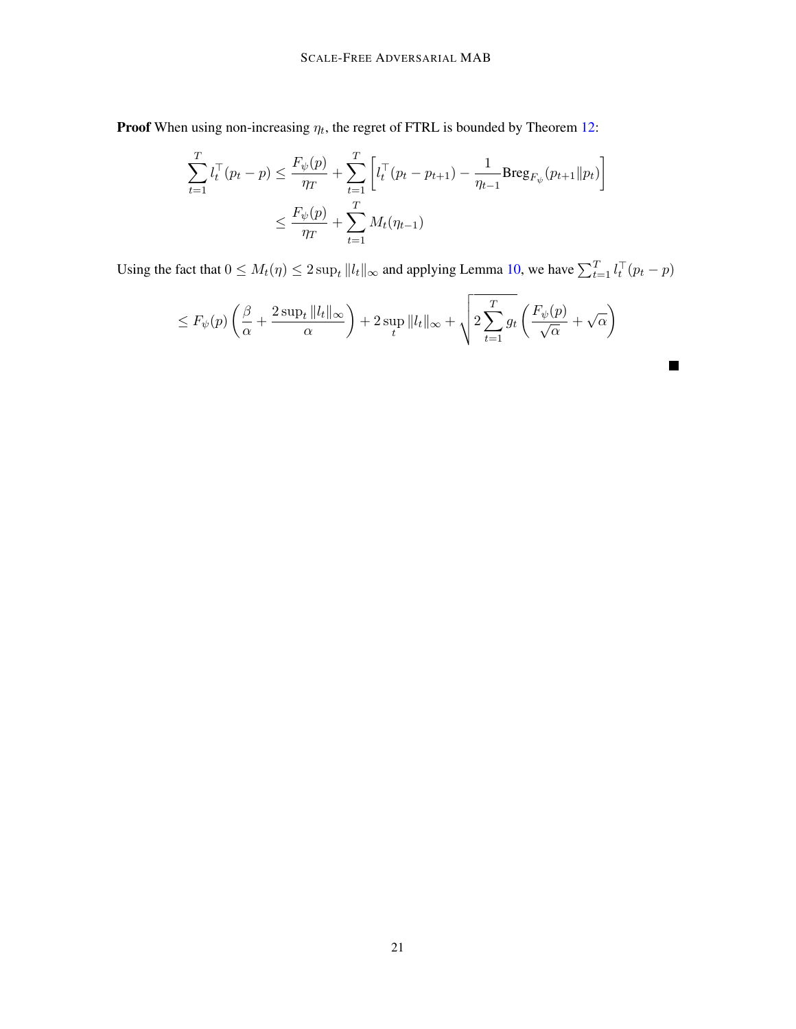**Proof** When using non-increasing $\eta_t$, the regret of FTRL is bounded by Theorem 12:

$$\sum_{t=1}^{T} l_t^\top (p_t - p) \leq \frac{F_\psi(p)}{\eta_T} + \sum_{t=1}^{T} \left[ l_t^\top (p_t - p_{t+1}) - \frac{1}{\eta_{t-1}} \text{Breg}_{F_\psi}(p_{t+1} \| p_t) \right]$$
$$\leq \frac{F_\psi(p)}{\eta_T} + \sum_{t=1}^{T} M_t(\eta_{t-1})$$

Using the fact that $0 \leq M_t(\eta) \leq 2 \sup_t \|l_t\|_\infty$ and applying Lemma 10, we have $\sum_{t=1}^{T} l_t^\top (p_t - p)$

$$\leq F_\psi(p) \left( \frac{\beta}{\alpha} + \frac{2 \sup_t \|l_t\|_\infty}{\alpha} \right) + 2 \sup_t \|l_t\|_\infty + \sqrt{2 \sum_{t=1}^{T} g_t} \left( \frac{F_\psi(p)}{\sqrt{\alpha}} + \sqrt{\alpha} \right)$$

■